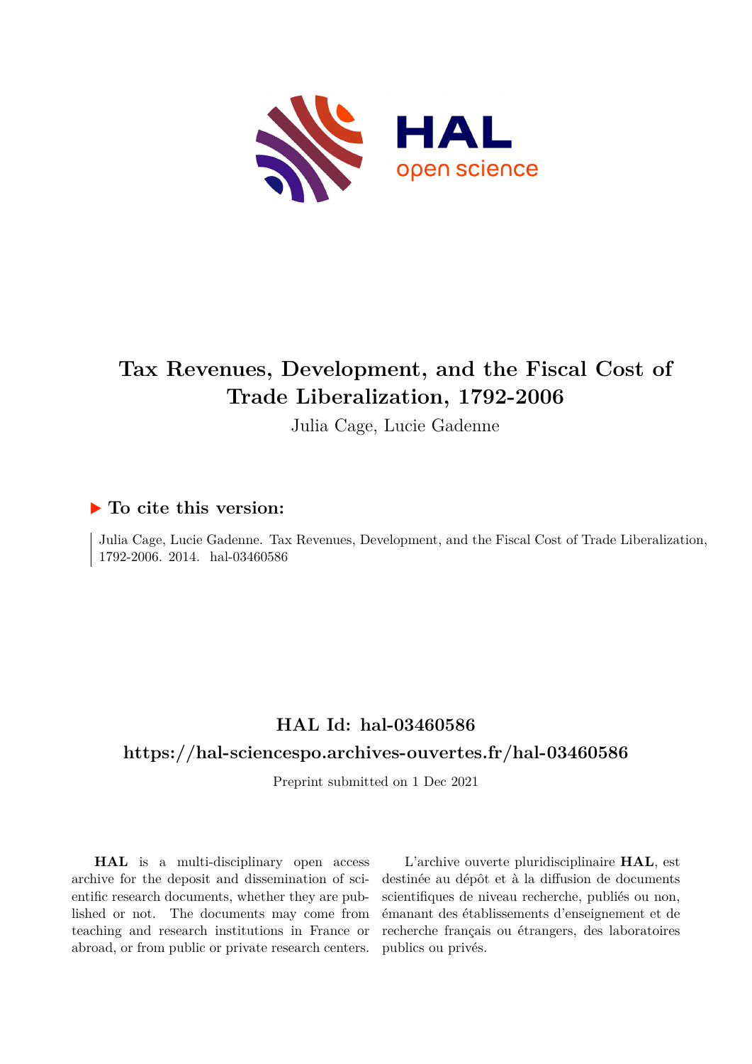# Tax Revenues, Development, and the Fiscal Cost of Trade Liberalization, 1792-2006

Julia Cage, Lucie Gadenne

## ▶ To cite this version:

Julia Cage, Lucie Gadenne. Tax Revenues, Development, and the Fiscal Cost of Trade Liberalization, 1792-2006. 2014. hal-03460586

## HAL Id: hal-03460586

## https://hal-sciencespo.archives-ouvertes.fr/hal-03460586

Preprint submitted on 1 Dec 2021

**HAL** is a multi-disciplinary open access archive for the deposit and dissemination of scientific research documents, whether they are published or not. The documents may come from teaching and research institutions in France or abroad, or from public or private research centers.

L'archive ouverte pluridisciplinaire **HAL**, est destinée au dépôt et à la diffusion de documents scientifiques de niveau recherche, publiés ou non, émanant des établissements d'enseignement et de recherche français ou étrangers, des laboratoires publics ou privés.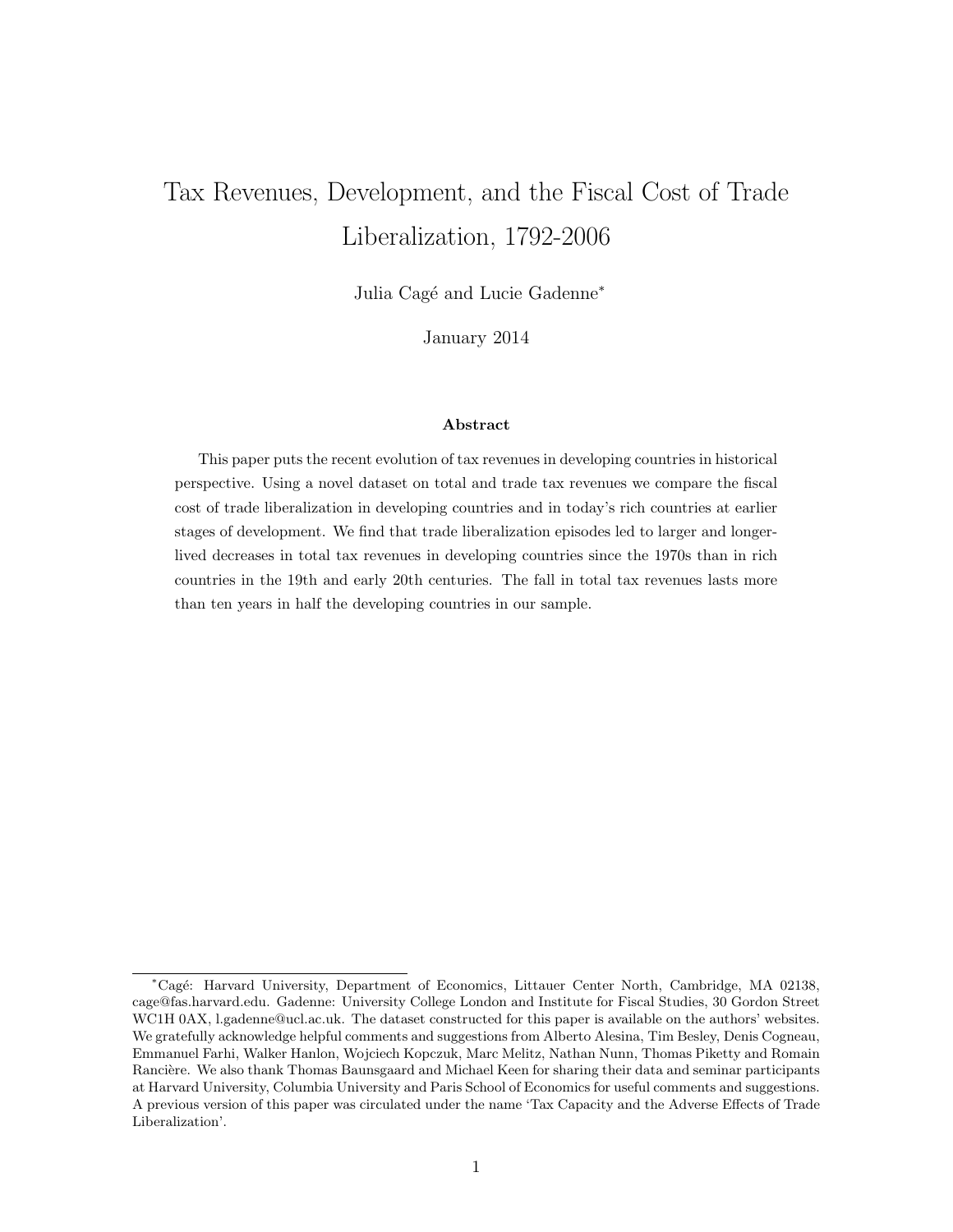// Tax Revenues, Development, and the Fiscal Cost of Trade Liberalization, 1792-2006

Julia Cagé and Lucie Gadenne*

January 2014

## Abstract

This paper puts the recent evolution of tax revenues in developing countries in historical perspective. Using a novel dataset on total and trade tax revenues we compare the fiscal cost of trade liberalization in developing countries and in today's rich countries at earlier stages of development. We find that trade liberalization episodes led to larger and longer-lived decreases in total tax revenues in developing countries since the 1970s than in rich countries in the 19th and early 20th centuries. The fall in total tax revenues lasts more than ten years in half the developing countries in our sample.

---

*Cagé: Harvard University, Department of Economics, Littauer Center North, Cambridge, MA 02138, cage@fas.harvard.edu. Gadenne: University College London and Institute for Fiscal Studies, 30 Gordon Street WC1H 0AX, l.gadenne@ucl.ac.uk. The dataset constructed for this paper is available on the authors' websites. We gratefully acknowledge helpful comments and suggestions from Alberto Alesina, Tim Besley, Denis Cogneau, Emmanuel Farhi, Walker Hanlon, Wojciech Kopczuk, Marc Melitz, Nathan Nunn, Thomas Piketty and Romain Rancière. We also thank Thomas Baunsgaard and Michael Keen for sharing their data and seminar participants at Harvard University, Columbia University and Paris School of Economics for useful comments and suggestions. A previous version of this paper was circulated under the name 'Tax Capacity and the Adverse Effects of Trade Liberalization'.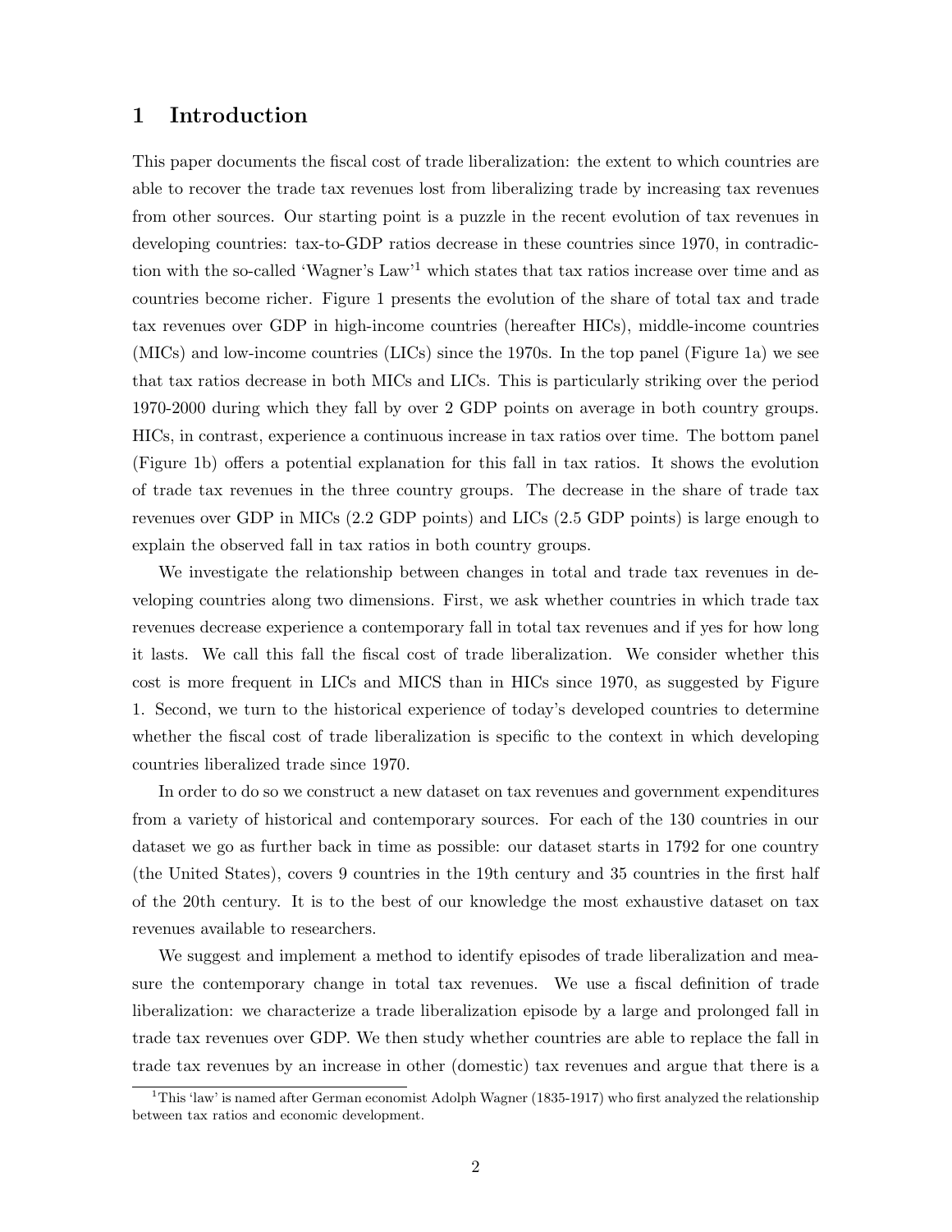# 1 Introduction

This paper documents the fiscal cost of trade liberalization: the extent to which countries are able to recover the trade tax revenues lost from liberalizing trade by increasing tax revenues from other sources. Our starting point is a puzzle in the recent evolution of tax revenues in developing countries: tax-to-GDP ratios decrease in these countries since 1970, in contradiction with the so-called 'Wagner's Law'[1] which states that tax ratios increase over time and as countries become richer. Figure 1 presents the evolution of the share of total tax and trade tax revenues over GDP in high-income countries (hereafter HICs), middle-income countries (MICs) and low-income countries (LICs) since the 1970s. In the top panel (Figure 1a) we see that tax ratios decrease in both MICs and LICs. This is particularly striking over the period 1970-2000 during which they fall by over 2 GDP points on average in both country groups. HICs, in contrast, experience a continuous increase in tax ratios over time. The bottom panel (Figure 1b) offers a potential explanation for this fall in tax ratios. It shows the evolution of trade tax revenues in the three country groups. The decrease in the share of trade tax revenues over GDP in MICs (2.2 GDP points) and LICs (2.5 GDP points) is large enough to explain the observed fall in tax ratios in both country groups.

We investigate the relationship between changes in total and trade tax revenues in developing countries along two dimensions. First, we ask whether countries in which trade tax revenues decrease experience a contemporary fall in total tax revenues and if yes for how long it lasts. We call this fall the fiscal cost of trade liberalization. We consider whether this cost is more frequent in LICs and MICS than in HICs since 1970, as suggested by Figure 1. Second, we turn to the historical experience of today's developed countries to determine whether the fiscal cost of trade liberalization is specific to the context in which developing countries liberalized trade since 1970.

In order to do so we construct a new dataset on tax revenues and government expenditures from a variety of historical and contemporary sources. For each of the 130 countries in our dataset we go as further back in time as possible: our dataset starts in 1792 for one country (the United States), covers 9 countries in the 19th century and 35 countries in the first half of the 20th century. It is to the best of our knowledge the most exhaustive dataset on tax revenues available to researchers.

We suggest and implement a method to identify episodes of trade liberalization and measure the contemporary change in total tax revenues. We use a fiscal definition of trade liberalization: we characterize a trade liberalization episode by a large and prolonged fall in trade tax revenues over GDP. We then study whether countries are able to replace the fall in trade tax revenues by an increase in other (domestic) tax revenues and argue that there is a

[1] This 'law' is named after German economist Adolph Wagner (1835-1917) who first analyzed the relationship between tax ratios and economic development.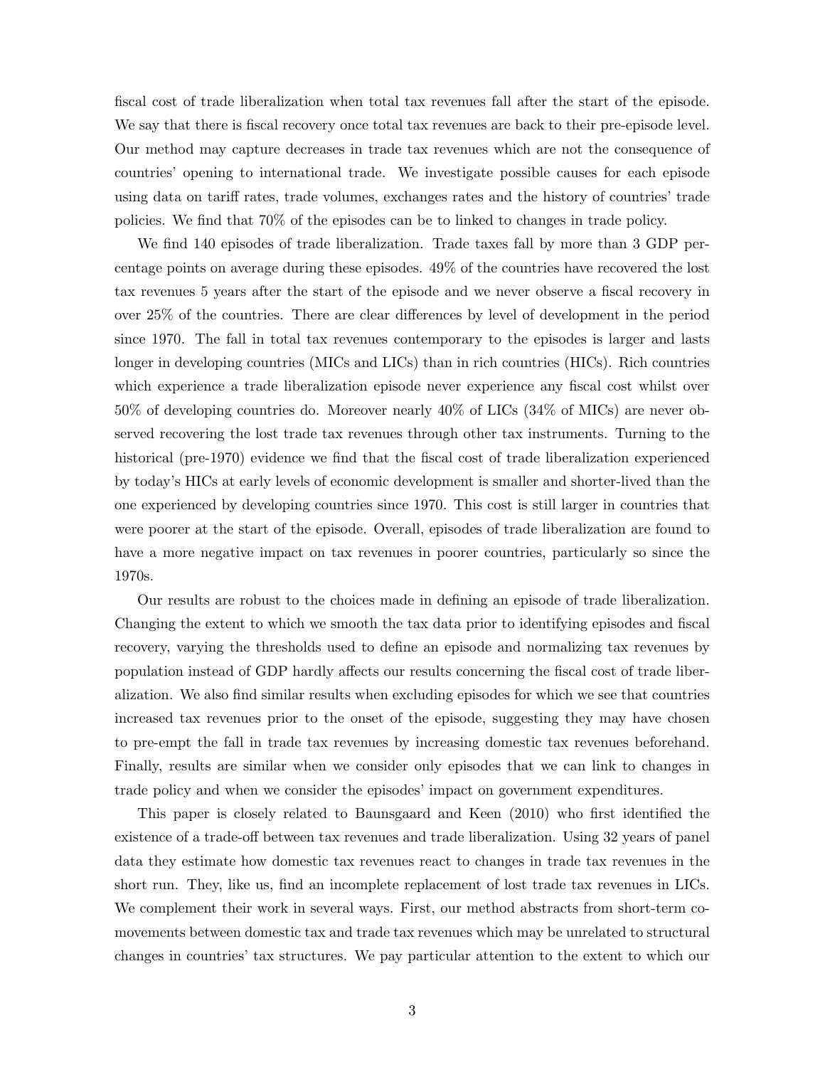fiscal cost of trade liberalization when total tax revenues fall after the start of the episode. We say that there is fiscal recovery once total tax revenues are back to their pre-episode level. Our method may capture decreases in trade tax revenues which are not the consequence of countries' opening to international trade. We investigate possible causes for each episode using data on tariff rates, trade volumes, exchanges rates and the history of countries' trade policies. We find that 70% of the episodes can be to linked to changes in trade policy.

We find 140 episodes of trade liberalization. Trade taxes fall by more than 3 GDP percentage points on average during these episodes. 49% of the countries have recovered the lost tax revenues 5 years after the start of the episode and we never observe a fiscal recovery in over 25% of the countries. There are clear differences by level of development in the period since 1970. The fall in total tax revenues contemporary to the episodes is larger and lasts longer in developing countries (MICs and LICs) than in rich countries (HICs). Rich countries which experience a trade liberalization episode never experience any fiscal cost whilst over 50% of developing countries do. Moreover nearly 40% of LICs (34% of MICs) are never observed recovering the lost trade tax revenues through other tax instruments. Turning to the historical (pre-1970) evidence we find that the fiscal cost of trade liberalization experienced by today's HICs at early levels of economic development is smaller and shorter-lived than the one experienced by developing countries since 1970. This cost is still larger in countries that were poorer at the start of the episode. Overall, episodes of trade liberalization are found to have a more negative impact on tax revenues in poorer countries, particularly so since the 1970s.

Our results are robust to the choices made in defining an episode of trade liberalization. Changing the extent to which we smooth the tax data prior to identifying episodes and fiscal recovery, varying the thresholds used to define an episode and normalizing tax revenues by population instead of GDP hardly affects our results concerning the fiscal cost of trade liberalization. We also find similar results when excluding episodes for which we see that countries increased tax revenues prior to the onset of the episode, suggesting they may have chosen to pre-empt the fall in trade tax revenues by increasing domestic tax revenues beforehand. Finally, results are similar when we consider only episodes that we can link to changes in trade policy and when we consider the episodes' impact on government expenditures.

This paper is closely related to Baunsgaard and Keen (2010) who first identified the existence of a trade-off between tax revenues and trade liberalization. Using 32 years of panel data they estimate how domestic tax revenues react to changes in trade tax revenues in the short run. They, like us, find an incomplete replacement of lost trade tax revenues in LICs. We complement their work in several ways. First, our method abstracts from short-term comovements between domestic tax and trade tax revenues which may be unrelated to structural changes in countries' tax structures. We pay particular attention to the extent to which our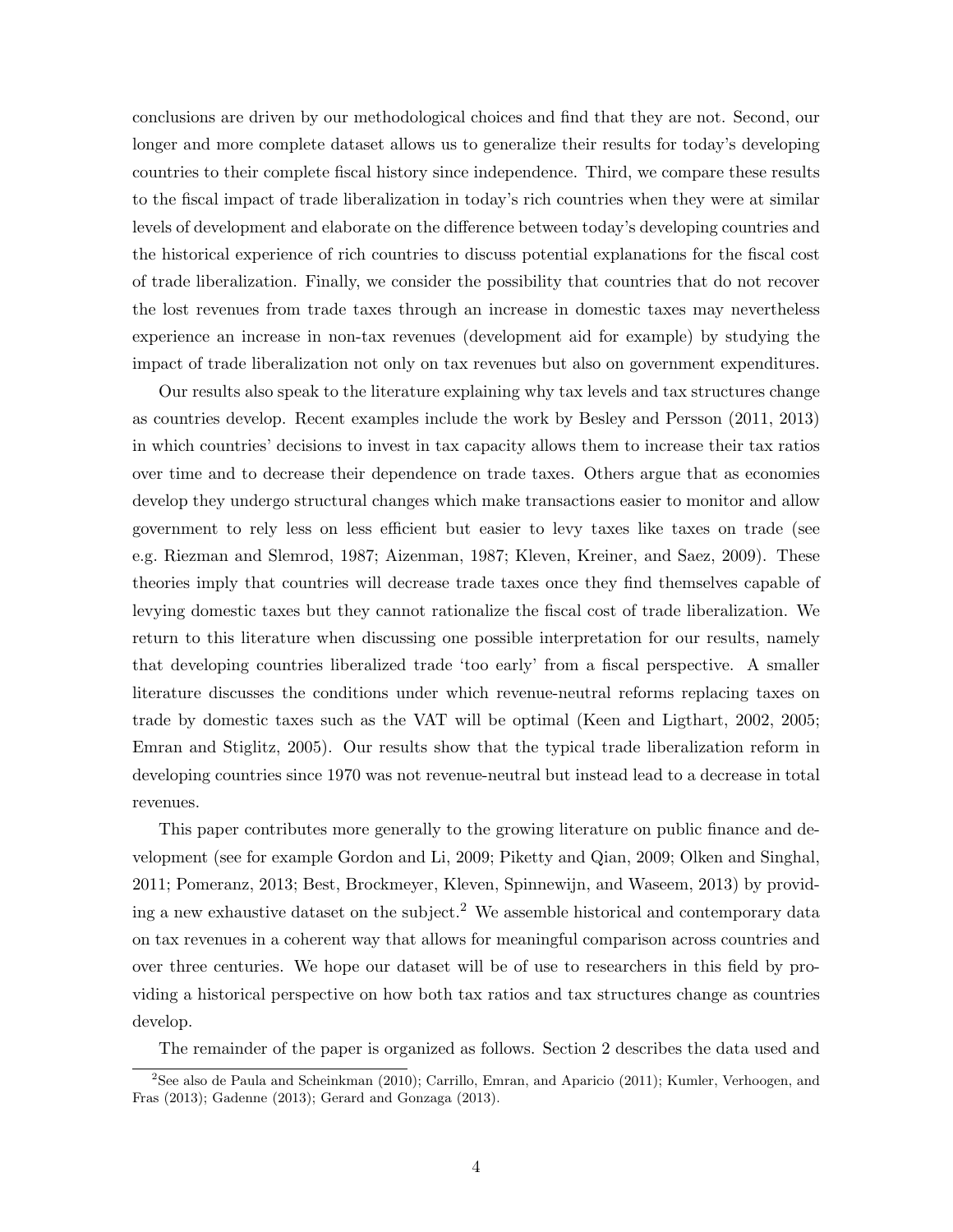conclusions are driven by our methodological choices and find that they are not. Second, our longer and more complete dataset allows us to generalize their results for today's developing countries to their complete fiscal history since independence. Third, we compare these results to the fiscal impact of trade liberalization in today's rich countries when they were at similar levels of development and elaborate on the difference between today's developing countries and the historical experience of rich countries to discuss potential explanations for the fiscal cost of trade liberalization. Finally, we consider the possibility that countries that do not recover the lost revenues from trade taxes through an increase in domestic taxes may nevertheless experience an increase in non-tax revenues (development aid for example) by studying the impact of trade liberalization not only on tax revenues but also on government expenditures.

Our results also speak to the literature explaining why tax levels and tax structures change as countries develop. Recent examples include the work by Besley and Persson (2011, 2013) in which countries' decisions to invest in tax capacity allows them to increase their tax ratios over time and to decrease their dependence on trade taxes. Others argue that as economies develop they undergo structural changes which make transactions easier to monitor and allow government to rely less on less efficient but easier to levy taxes like taxes on trade (see e.g. Riezman and Slemrod, 1987; Aizenman, 1987; Kleven, Kreiner, and Saez, 2009). These theories imply that countries will decrease trade taxes once they find themselves capable of levying domestic taxes but they cannot rationalize the fiscal cost of trade liberalization. We return to this literature when discussing one possible interpretation for our results, namely that developing countries liberalized trade 'too early' from a fiscal perspective. A smaller literature discusses the conditions under which revenue-neutral reforms replacing taxes on trade by domestic taxes such as the VAT will be optimal (Keen and Ligthart, 2002, 2005; Emran and Stiglitz, 2005). Our results show that the typical trade liberalization reform in developing countries since 1970 was not revenue-neutral but instead lead to a decrease in total revenues.

This paper contributes more generally to the growing literature on public finance and development (see for example Gordon and Li, 2009; Piketty and Qian, 2009; Olken and Singhal, 2011; Pomeranz, 2013; Best, Brockmeyer, Kleven, Spinnewijn, and Waseem, 2013) by providing a new exhaustive dataset on the subject.[2] We assemble historical and contemporary data on tax revenues in a coherent way that allows for meaningful comparison across countries and over three centuries. We hope our dataset will be of use to researchers in this field by providing a historical perspective on how both tax ratios and tax structures change as countries develop.

The remainder of the paper is organized as follows. Section 2 describes the data used and

[2] See also de Paula and Scheinkman (2010); Carrillo, Emran, and Aparicio (2011); Kumler, Verhoogen, and Fras (2013); Gadenne (2013); Gerard and Gonzaga (2013).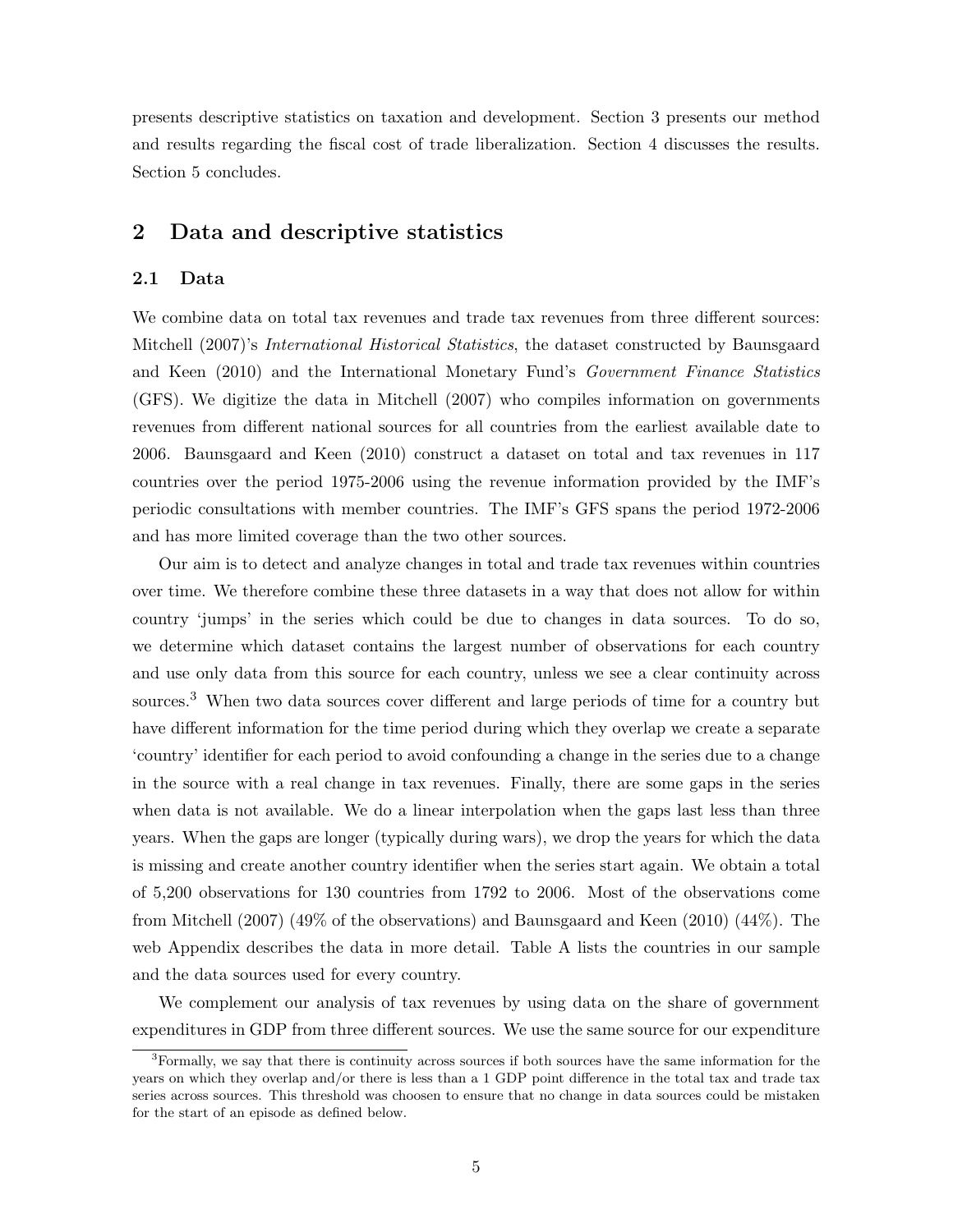presents descriptive statistics on taxation and development. Section 3 presents our method and results regarding the fiscal cost of trade liberalization. Section 4 discusses the results. Section 5 concludes.

## 2 Data and descriptive statistics

### 2.1 Data

We combine data on total tax revenues and trade tax revenues from three different sources: Mitchell (2007)'s *International Historical Statistics*, the dataset constructed by Baunsgaard and Keen (2010) and the International Monetary Fund's *Government Finance Statistics* (GFS). We digitize the data in Mitchell (2007) who compiles information on governments revenues from different national sources for all countries from the earliest available date to 2006. Baunsgaard and Keen (2010) construct a dataset on total and tax revenues in 117 countries over the period 1975-2006 using the revenue information provided by the IMF's periodic consultations with member countries. The IMF's GFS spans the period 1972-2006 and has more limited coverage than the two other sources.

Our aim is to detect and analyze changes in total and trade tax revenues within countries over time. We therefore combine these three datasets in a way that does not allow for within country 'jumps' in the series which could be due to changes in data sources. To do so, we determine which dataset contains the largest number of observations for each country and use only data from this source for each country, unless we see a clear continuity across sources.[3] When two data sources cover different and large periods of time for a country but have different information for the time period during which they overlap we create a separate 'country' identifier for each period to avoid confounding a change in the series due to a change in the source with a real change in tax revenues. Finally, there are some gaps in the series when data is not available. We do a linear interpolation when the gaps last less than three years. When the gaps are longer (typically during wars), we drop the years for which the data is missing and create another country identifier when the series start again. We obtain a total of 5,200 observations for 130 countries from 1792 to 2006. Most of the observations come from Mitchell (2007) (49% of the observations) and Baunsgaard and Keen (2010) (44%). The web Appendix describes the data in more detail. Table A lists the countries in our sample and the data sources used for every country.

We complement our analysis of tax revenues by using data on the share of government expenditures in GDP from three different sources. We use the same source for our expenditure

[3]Formally, we say that there is continuity across sources if both sources have the same information for the years on which they overlap and/or there is less than a 1 GDP point difference in the total tax and trade tax series across sources. This threshold was choosen to ensure that no change in data sources could be mistaken for the start of an episode as defined below.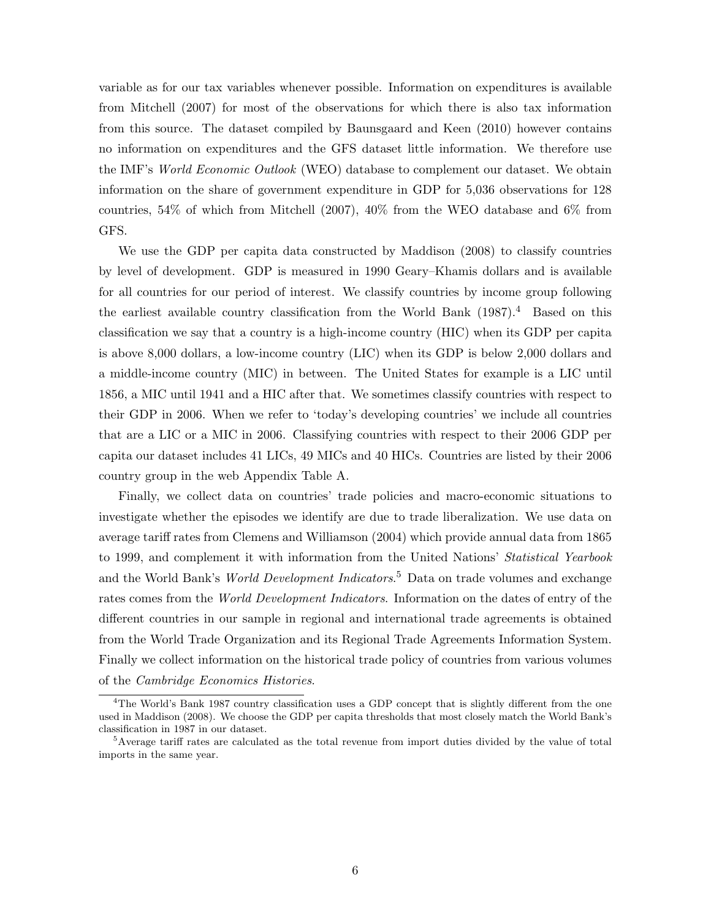variable as for our tax variables whenever possible. Information on expenditures is available from Mitchell (2007) for most of the observations for which there is also tax information from this source. The dataset compiled by Baunsgaard and Keen (2010) however contains no information on expenditures and the GFS dataset little information. We therefore use the IMF's *World Economic Outlook* (WEO) database to complement our dataset. We obtain information on the share of government expenditure in GDP for 5,036 observations for 128 countries, 54% of which from Mitchell (2007), 40% from the WEO database and 6% from GFS.

We use the GDP per capita data constructed by Maddison (2008) to classify countries by level of development. GDP is measured in 1990 Geary–Khamis dollars and is available for all countries for our period of interest. We classify countries by income group following the earliest available country classification from the World Bank (1987).[4] Based on this classification we say that a country is a high-income country (HIC) when its GDP per capita is above 8,000 dollars, a low-income country (LIC) when its GDP is below 2,000 dollars and a middle-income country (MIC) in between. The United States for example is a LIC until 1856, a MIC until 1941 and a HIC after that. We sometimes classify countries with respect to their GDP in 2006. When we refer to 'today's developing countries' we include all countries that are a LIC or a MIC in 2006. Classifying countries with respect to their 2006 GDP per capita our dataset includes 41 LICs, 49 MICs and 40 HICs. Countries are listed by their 2006 country group in the web Appendix Table A.

Finally, we collect data on countries' trade policies and macro-economic situations to investigate whether the episodes we identify are due to trade liberalization. We use data on average tariff rates from Clemens and Williamson (2004) which provide annual data from 1865 to 1999, and complement it with information from the United Nations' *Statistical Yearbook* and the World Bank's *World Development Indicators*.[5] Data on trade volumes and exchange rates comes from the *World Development Indicators*. Information on the dates of entry of the different countries in our sample in regional and international trade agreements is obtained from the World Trade Organization and its Regional Trade Agreements Information System. Finally we collect information on the historical trade policy of countries from various volumes of the *Cambridge Economics Histories*.

[4] The World's Bank 1987 country classification uses a GDP concept that is slightly different from the one used in Maddison (2008). We choose the GDP per capita thresholds that most closely match the World Bank's classification in 1987 in our dataset.

[5] Average tariff rates are calculated as the total revenue from import duties divided by the value of total imports in the same year.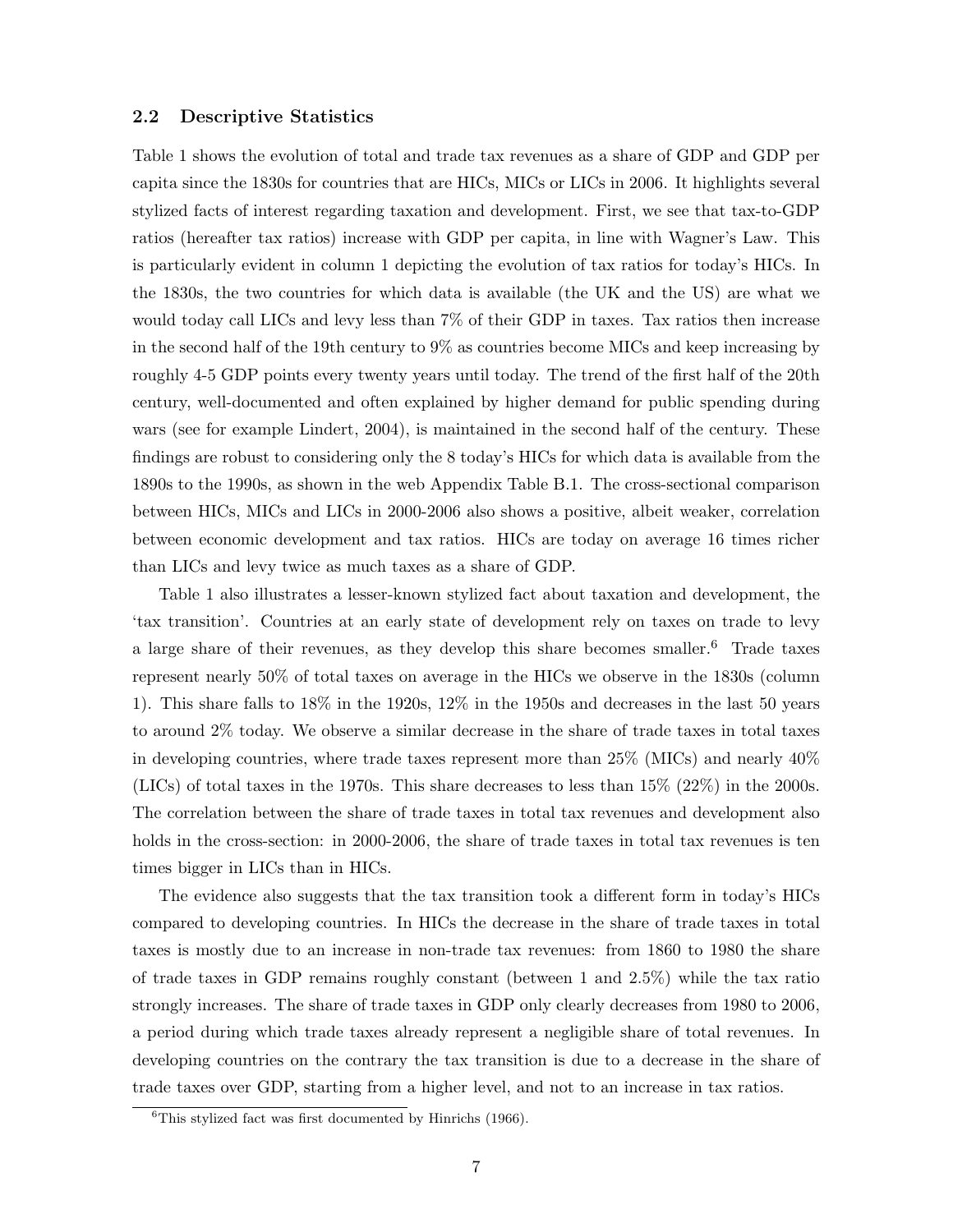### 2.2 Descriptive Statistics

Table 1 shows the evolution of total and trade tax revenues as a share of GDP and GDP per capita since the 1830s for countries that are HICs, MICs or LICs in 2006. It highlights several stylized facts of interest regarding taxation and development. First, we see that tax-to-GDP ratios (hereafter tax ratios) increase with GDP per capita, in line with Wagner's Law. This is particularly evident in column 1 depicting the evolution of tax ratios for today's HICs. In the 1830s, the two countries for which data is available (the UK and the US) are what we would today call LICs and levy less than 7% of their GDP in taxes. Tax ratios then increase in the second half of the 19th century to 9% as countries become MICs and keep increasing by roughly 4-5 GDP points every twenty years until today. The trend of the first half of the 20th century, well-documented and often explained by higher demand for public spending during wars (see for example Lindert, 2004), is maintained in the second half of the century. These findings are robust to considering only the 8 today's HICs for which data is available from the 1890s to the 1990s, as shown in the web Appendix Table B.1. The cross-sectional comparison between HICs, MICs and LICs in 2000-2006 also shows a positive, albeit weaker, correlation between economic development and tax ratios. HICs are today on average 16 times richer than LICs and levy twice as much taxes as a share of GDP.

Table 1 also illustrates a lesser-known stylized fact about taxation and development, the 'tax transition'. Countries at an early state of development rely on taxes on trade to levy a large share of their revenues, as they develop this share becomes smaller.[6] Trade taxes represent nearly 50% of total taxes on average in the HICs we observe in the 1830s (column 1). This share falls to 18% in the 1920s, 12% in the 1950s and decreases in the last 50 years to around 2% today. We observe a similar decrease in the share of trade taxes in total taxes in developing countries, where trade taxes represent more than 25% (MICs) and nearly 40% (LICs) of total taxes in the 1970s. This share decreases to less than 15% (22%) in the 2000s. The correlation between the share of trade taxes in total tax revenues and development also holds in the cross-section: in 2000-2006, the share of trade taxes in total tax revenues is ten times bigger in LICs than in HICs.

The evidence also suggests that the tax transition took a different form in today's HICs compared to developing countries. In HICs the decrease in the share of trade taxes in total taxes is mostly due to an increase in non-trade tax revenues: from 1860 to 1980 the share of trade taxes in GDP remains roughly constant (between 1 and 2.5%) while the tax ratio strongly increases. The share of trade taxes in GDP only clearly decreases from 1980 to 2006, a period during which trade taxes already represent a negligible share of total revenues. In developing countries on the contrary the tax transition is due to a decrease in the share of trade taxes over GDP, starting from a higher level, and not to an increase in tax ratios.

[6] This stylized fact was first documented by Hinrichs (1966).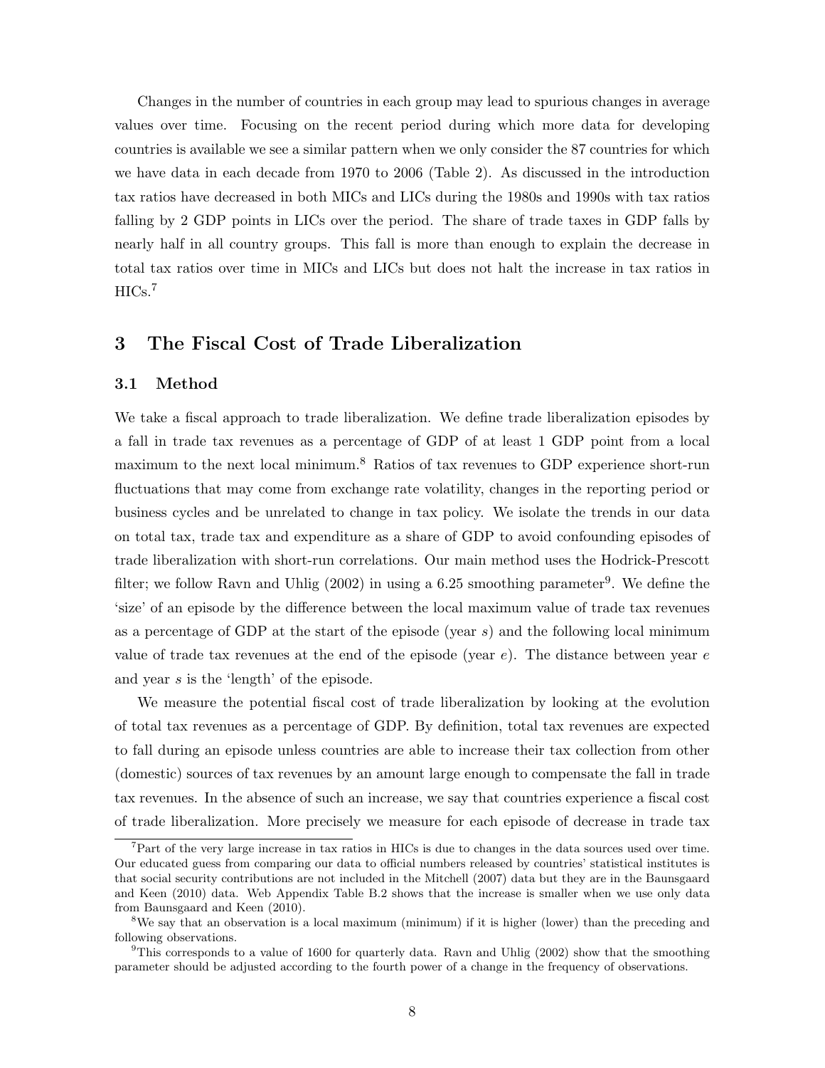Changes in the number of countries in each group may lead to spurious changes in average values over time. Focusing on the recent period during which more data for developing countries is available we see a similar pattern when we only consider the 87 countries for which we have data in each decade from 1970 to 2006 (Table 2). As discussed in the introduction tax ratios have decreased in both MICs and LICs during the 1980s and 1990s with tax ratios falling by 2 GDP points in LICs over the period. The share of trade taxes in GDP falls by nearly half in all country groups. This fall is more than enough to explain the decrease in total tax ratios over time in MICs and LICs but does not halt the increase in tax ratios in HICs.[7]

## 3 The Fiscal Cost of Trade Liberalization

### 3.1 Method

We take a fiscal approach to trade liberalization. We define trade liberalization episodes by a fall in trade tax revenues as a percentage of GDP of at least 1 GDP point from a local maximum to the next local minimum.[8] Ratios of tax revenues to GDP experience short-run fluctuations that may come from exchange rate volatility, changes in the reporting period or business cycles and be unrelated to change in tax policy. We isolate the trends in our data on total tax, trade tax and expenditure as a share of GDP to avoid confounding episodes of trade liberalization with short-run correlations. Our main method uses the Hodrick-Prescott filter; we follow Ravn and Uhlig (2002) in using a 6.25 smoothing parameter[9]. We define the 'size' of an episode by the difference between the local maximum value of trade tax revenues as a percentage of GDP at the start of the episode (year $s$) and the following local minimum value of trade tax revenues at the end of the episode (year $e$). The distance between year $e$ and year $s$ is the 'length' of the episode.

We measure the potential fiscal cost of trade liberalization by looking at the evolution of total tax revenues as a percentage of GDP. By definition, total tax revenues are expected to fall during an episode unless countries are able to increase their tax collection from other (domestic) sources of tax revenues by an amount large enough to compensate the fall in trade tax revenues. In the absence of such an increase, we say that countries experience a fiscal cost of trade liberalization. More precisely we measure for each episode of decrease in trade tax

[7] Part of the very large increase in tax ratios in HICs is due to changes in the data sources used over time. Our educated guess from comparing our data to official numbers released by countries' statistical institutes is that social security contributions are not included in the Mitchell (2007) data but they are in the Baunsgaard and Keen (2010) data. Web Appendix Table B.2 shows that the increase is smaller when we use only data from Baunsgaard and Keen (2010).

[8] We say that an observation is a local maximum (minimum) if it is higher (lower) than the preceding and following observations.

[9] This corresponds to a value of 1600 for quarterly data. Ravn and Uhlig (2002) show that the smoothing parameter should be adjusted according to the fourth power of a change in the frequency of observations.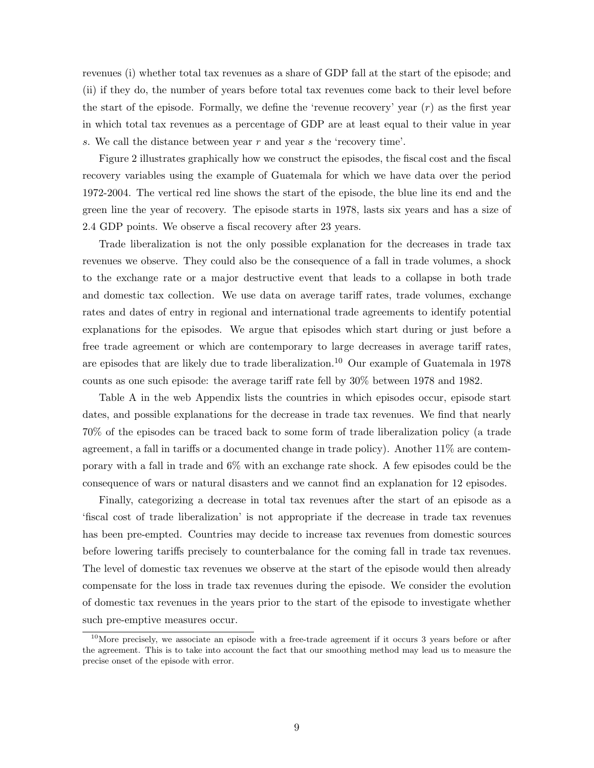revenues (i) whether total tax revenues as a share of GDP fall at the start of the episode; and (ii) if they do, the number of years before total tax revenues come back to their level before the start of the episode. Formally, we define the 'revenue recovery' year ($r$) as the first year in which total tax revenues as a percentage of GDP are at least equal to their value in year $s$. We call the distance between year $r$ and year $s$ the 'recovery time'.

Figure 2 illustrates graphically how we construct the episodes, the fiscal cost and the fiscal recovery variables using the example of Guatemala for which we have data over the period 1972-2004. The vertical red line shows the start of the episode, the blue line its end and the green line the year of recovery. The episode starts in 1978, lasts six years and has a size of 2.4 GDP points. We observe a fiscal recovery after 23 years.

Trade liberalization is not the only possible explanation for the decreases in trade tax revenues we observe. They could also be the consequence of a fall in trade volumes, a shock to the exchange rate or a major destructive event that leads to a collapse in both trade and domestic tax collection. We use data on average tariff rates, trade volumes, exchange rates and dates of entry in regional and international trade agreements to identify potential explanations for the episodes. We argue that episodes which start during or just before a free trade agreement or which are contemporary to large decreases in average tariff rates, are episodes that are likely due to trade liberalization.[10] Our example of Guatemala in 1978 counts as one such episode: the average tariff rate fell by 30% between 1978 and 1982.

Table A in the web Appendix lists the countries in which episodes occur, episode start dates, and possible explanations for the decrease in trade tax revenues. We find that nearly 70% of the episodes can be traced back to some form of trade liberalization policy (a trade agreement, a fall in tariffs or a documented change in trade policy). Another 11% are contemporary with a fall in trade and 6% with an exchange rate shock. A few episodes could be the consequence of wars or natural disasters and we cannot find an explanation for 12 episodes.

Finally, categorizing a decrease in total tax revenues after the start of an episode as a 'fiscal cost of trade liberalization' is not appropriate if the decrease in trade tax revenues has been pre-empted. Countries may decide to increase tax revenues from domestic sources before lowering tariffs precisely to counterbalance for the coming fall in trade tax revenues. The level of domestic tax revenues we observe at the start of the episode would then already compensate for the loss in trade tax revenues during the episode. We consider the evolution of domestic tax revenues in the years prior to the start of the episode to investigate whether such pre-emptive measures occur.

[10] More precisely, we associate an episode with a free-trade agreement if it occurs 3 years before or after the agreement. This is to take into account the fact that our smoothing method may lead us to measure the precise onset of the episode with error.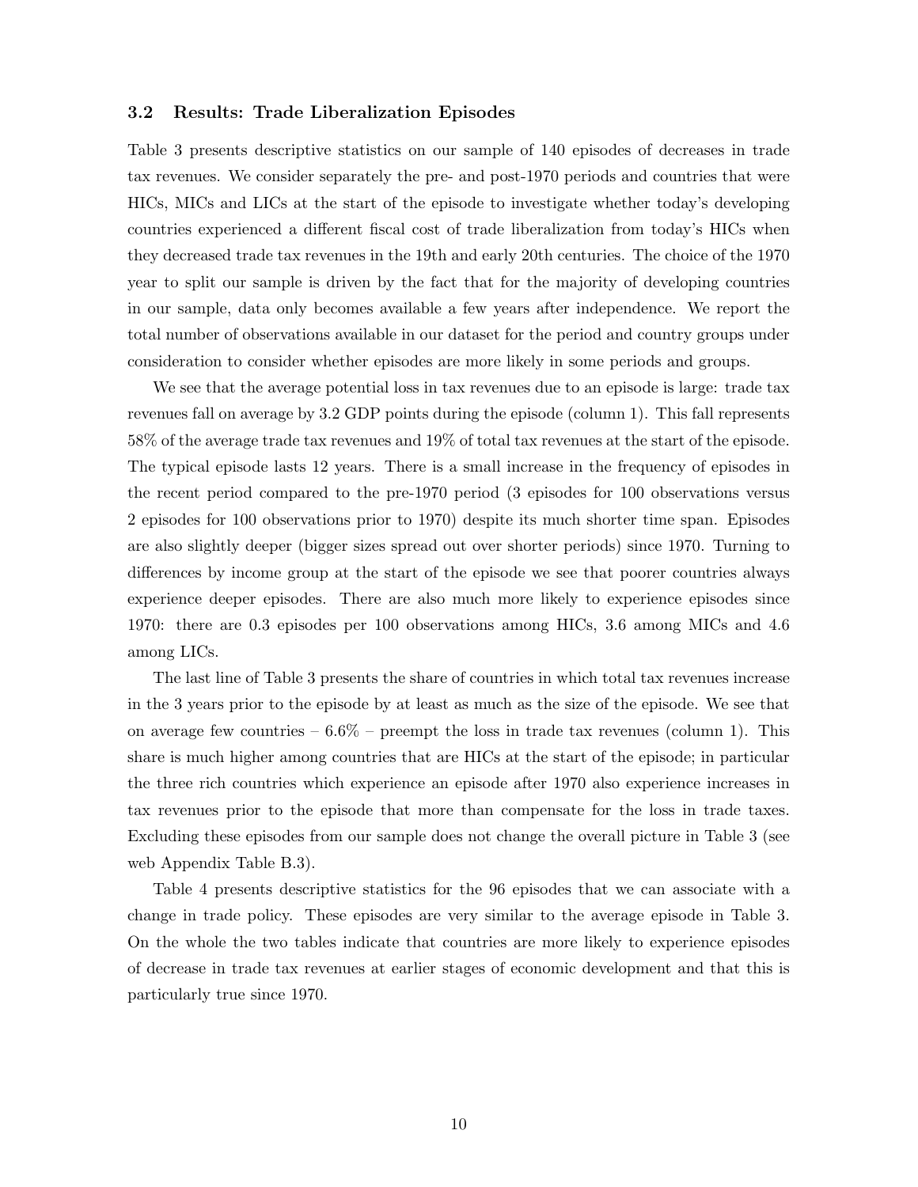### 3.2 Results: Trade Liberalization Episodes

Table 3 presents descriptive statistics on our sample of 140 episodes of decreases in trade tax revenues. We consider separately the pre- and post-1970 periods and countries that were HICs, MICs and LICs at the start of the episode to investigate whether today's developing countries experienced a different fiscal cost of trade liberalization from today's HICs when they decreased trade tax revenues in the 19th and early 20th centuries. The choice of the 1970 year to split our sample is driven by the fact that for the majority of developing countries in our sample, data only becomes available a few years after independence. We report the total number of observations available in our dataset for the period and country groups under consideration to consider whether episodes are more likely in some periods and groups.

We see that the average potential loss in tax revenues due to an episode is large: trade tax revenues fall on average by 3.2 GDP points during the episode (column 1). This fall represents 58% of the average trade tax revenues and 19% of total tax revenues at the start of the episode. The typical episode lasts 12 years. There is a small increase in the frequency of episodes in the recent period compared to the pre-1970 period (3 episodes for 100 observations versus 2 episodes for 100 observations prior to 1970) despite its much shorter time span. Episodes are also slightly deeper (bigger sizes spread out over shorter periods) since 1970. Turning to differences by income group at the start of the episode we see that poorer countries always experience deeper episodes. There are also much more likely to experience episodes since 1970: there are 0.3 episodes per 100 observations among HICs, 3.6 among MICs and 4.6 among LICs.

The last line of Table 3 presents the share of countries in which total tax revenues increase in the 3 years prior to the episode by at least as much as the size of the episode. We see that on average few countries – 6.6% – preempt the loss in trade tax revenues (column 1). This share is much higher among countries that are HICs at the start of the episode; in particular the three rich countries which experience an episode after 1970 also experience increases in tax revenues prior to the episode that more than compensate for the loss in trade taxes. Excluding these episodes from our sample does not change the overall picture in Table 3 (see web Appendix Table B.3).

Table 4 presents descriptive statistics for the 96 episodes that we can associate with a change in trade policy. These episodes are very similar to the average episode in Table 3. On the whole the two tables indicate that countries are more likely to experience episodes of decrease in trade tax revenues at earlier stages of economic development and that this is particularly true since 1970.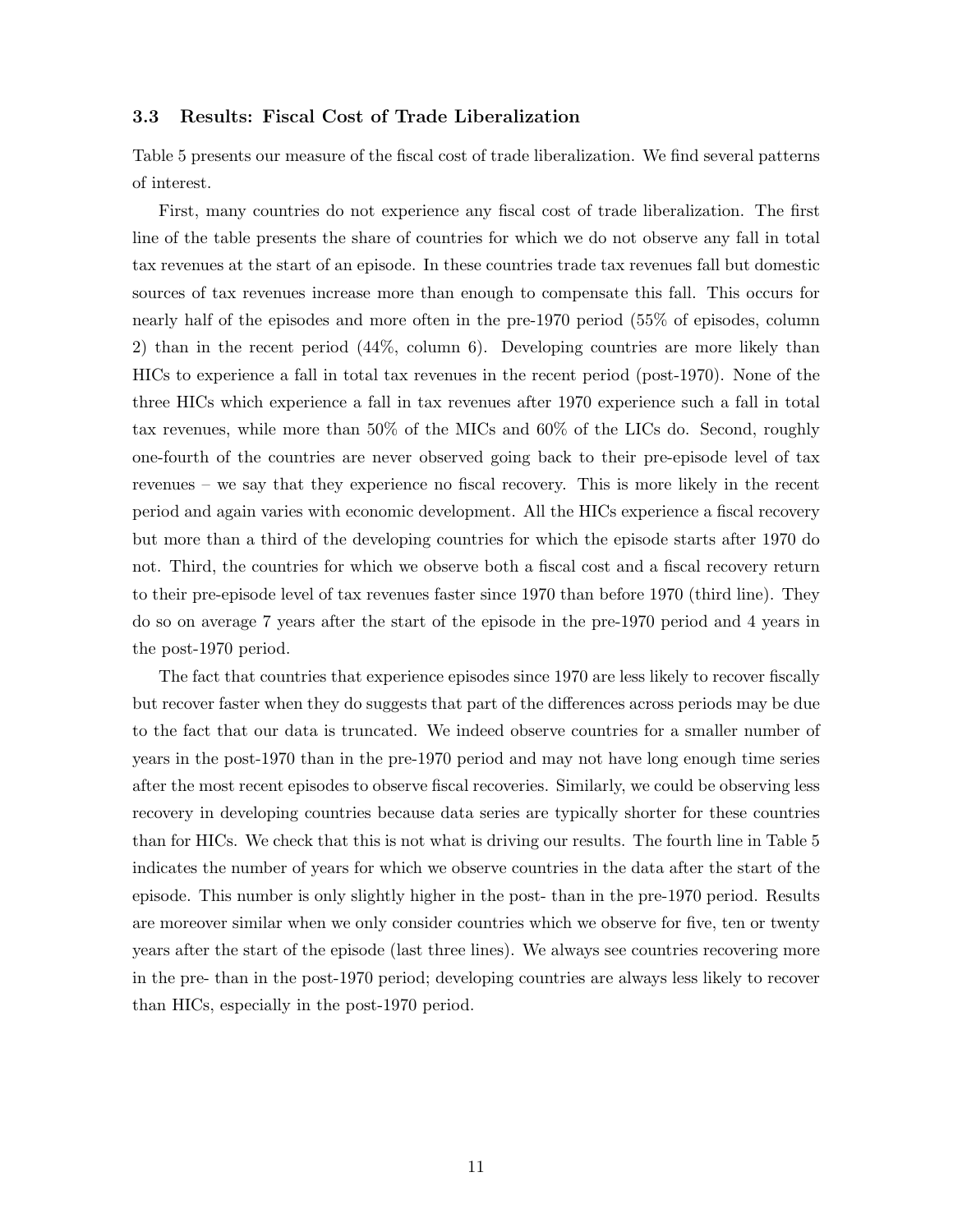### 3.3 Results: Fiscal Cost of Trade Liberalization

Table 5 presents our measure of the fiscal cost of trade liberalization. We find several patterns of interest.

First, many countries do not experience any fiscal cost of trade liberalization. The first line of the table presents the share of countries for which we do not observe any fall in total tax revenues at the start of an episode. In these countries trade tax revenues fall but domestic sources of tax revenues increase more than enough to compensate this fall. This occurs for nearly half of the episodes and more often in the pre-1970 period (55% of episodes, column 2) than in the recent period (44%, column 6). Developing countries are more likely than HICs to experience a fall in total tax revenues in the recent period (post-1970). None of the three HICs which experience a fall in tax revenues after 1970 experience such a fall in total tax revenues, while more than 50% of the MICs and 60% of the LICs do. Second, roughly one-fourth of the countries are never observed going back to their pre-episode level of tax revenues – we say that they experience no fiscal recovery. This is more likely in the recent period and again varies with economic development. All the HICs experience a fiscal recovery but more than a third of the developing countries for which the episode starts after 1970 do not. Third, the countries for which we observe both a fiscal cost and a fiscal recovery return to their pre-episode level of tax revenues faster since 1970 than before 1970 (third line). They do so on average 7 years after the start of the episode in the pre-1970 period and 4 years in the post-1970 period.

The fact that countries that experience episodes since 1970 are less likely to recover fiscally but recover faster when they do suggests that part of the differences across periods may be due to the fact that our data is truncated. We indeed observe countries for a smaller number of years in the post-1970 than in the pre-1970 period and may not have long enough time series after the most recent episodes to observe fiscal recoveries. Similarly, we could be observing less recovery in developing countries because data series are typically shorter for these countries than for HICs. We check that this is not what is driving our results. The fourth line in Table 5 indicates the number of years for which we observe countries in the data after the start of the episode. This number is only slightly higher in the post- than in the pre-1970 period. Results are moreover similar when we only consider countries which we observe for five, ten or twenty years after the start of the episode (last three lines). We always see countries recovering more in the pre- than in the post-1970 period; developing countries are always less likely to recover than HICs, especially in the post-1970 period.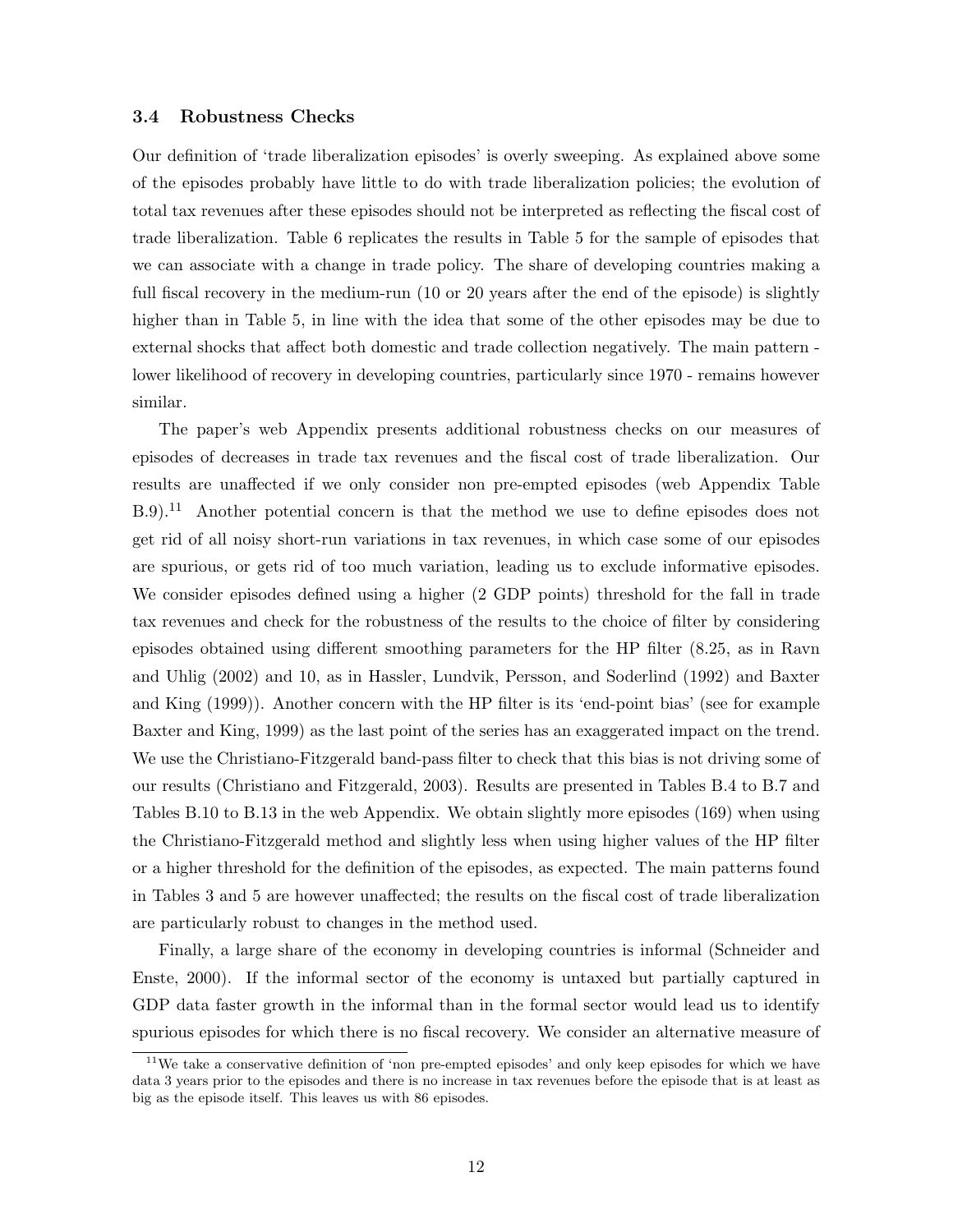### 3.4 Robustness Checks

Our definition of 'trade liberalization episodes' is overly sweeping. As explained above some of the episodes probably have little to do with trade liberalization policies; the evolution of total tax revenues after these episodes should not be interpreted as reflecting the fiscal cost of trade liberalization. Table 6 replicates the results in Table 5 for the sample of episodes that we can associate with a change in trade policy. The share of developing countries making a full fiscal recovery in the medium-run (10 or 20 years after the end of the episode) is slightly higher than in Table 5, in line with the idea that some of the other episodes may be due to external shocks that affect both domestic and trade collection negatively. The main pattern - lower likelihood of recovery in developing countries, particularly since 1970 - remains however similar.

The paper's web Appendix presents additional robustness checks on our measures of episodes of decreases in trade tax revenues and the fiscal cost of trade liberalization. Our results are unaffected if we only consider non pre-empted episodes (web Appendix Table B.9).[11] Another potential concern is that the method we use to define episodes does not get rid of all noisy short-run variations in tax revenues, in which case some of our episodes are spurious, or gets rid of too much variation, leading us to exclude informative episodes. We consider episodes defined using a higher (2 GDP points) threshold for the fall in trade tax revenues and check for the robustness of the results to the choice of filter by considering episodes obtained using different smoothing parameters for the HP filter (8.25, as in Ravn and Uhlig (2002) and 10, as in Hassler, Lundvik, Persson, and Soderlind (1992) and Baxter and King (1999)). Another concern with the HP filter is its 'end-point bias' (see for example Baxter and King, 1999) as the last point of the series has an exaggerated impact on the trend. We use the Christiano-Fitzgerald band-pass filter to check that this bias is not driving some of our results (Christiano and Fitzgerald, 2003). Results are presented in Tables B.4 to B.7 and Tables B.10 to B.13 in the web Appendix. We obtain slightly more episodes (169) when using the Christiano-Fitzgerald method and slightly less when using higher values of the HP filter or a higher threshold for the definition of the episodes, as expected. The main patterns found in Tables 3 and 5 are however unaffected; the results on the fiscal cost of trade liberalization are particularly robust to changes in the method used.

Finally, a large share of the economy in developing countries is informal (Schneider and Enste, 2000). If the informal sector of the economy is untaxed but partially captured in GDP data faster growth in the informal than in the formal sector would lead us to identify spurious episodes for which there is no fiscal recovery. We consider an alternative measure of

[11] We take a conservative definition of 'non pre-empted episodes' and only keep episodes for which we have data 3 years prior to the episodes and there is no increase in tax revenues before the episode that is at least as big as the episode itself. This leaves us with 86 episodes.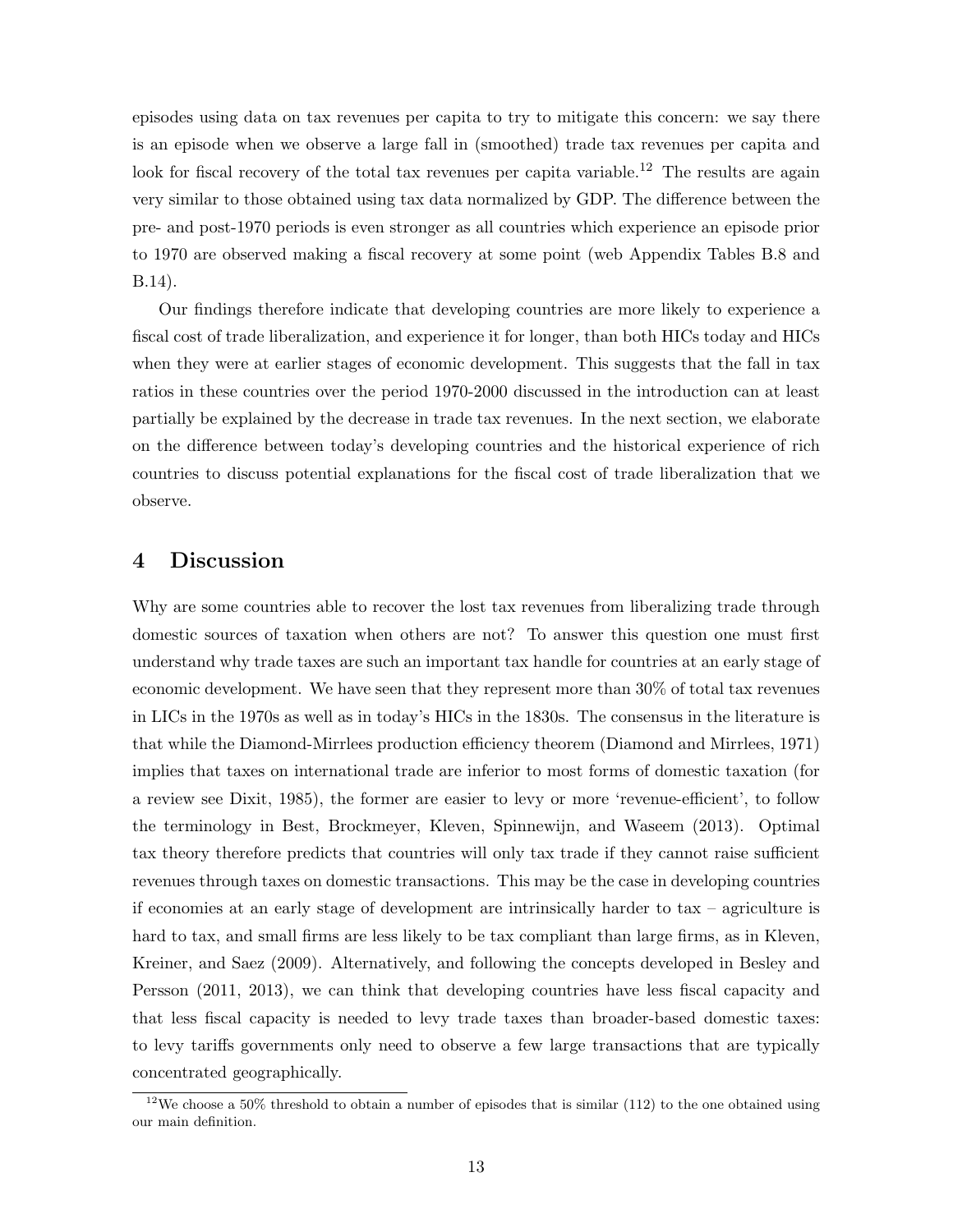episodes using data on tax revenues per capita to try to mitigate this concern: we say there is an episode when we observe a large fall in (smoothed) trade tax revenues per capita and look for fiscal recovery of the total tax revenues per capita variable.[12] The results are again very similar to those obtained using tax data normalized by GDP. The difference between the pre- and post-1970 periods is even stronger as all countries which experience an episode prior to 1970 are observed making a fiscal recovery at some point (web Appendix Tables B.8 and B.14).

Our findings therefore indicate that developing countries are more likely to experience a fiscal cost of trade liberalization, and experience it for longer, than both HICs today and HICs when they were at earlier stages of economic development. This suggests that the fall in tax ratios in these countries over the period 1970-2000 discussed in the introduction can at least partially be explained by the decrease in trade tax revenues. In the next section, we elaborate on the difference between today's developing countries and the historical experience of rich countries to discuss potential explanations for the fiscal cost of trade liberalization that we observe.

# 4 Discussion

Why are some countries able to recover the lost tax revenues from liberalizing trade through domestic sources of taxation when others are not? To answer this question one must first understand why trade taxes are such an important tax handle for countries at an early stage of economic development. We have seen that they represent more than 30% of total tax revenues in LICs in the 1970s as well as in today's HICs in the 1830s. The consensus in the literature is that while the Diamond-Mirrlees production efficiency theorem (Diamond and Mirrlees, 1971) implies that taxes on international trade are inferior to most forms of domestic taxation (for a review see Dixit, 1985), the former are easier to levy or more 'revenue-efficient', to follow the terminology in Best, Brockmeyer, Kleven, Spinnewijn, and Waseem (2013). Optimal tax theory therefore predicts that countries will only tax trade if they cannot raise sufficient revenues through taxes on domestic transactions. This may be the case in developing countries if economies at an early stage of development are intrinsically harder to tax – agriculture is hard to tax, and small firms are less likely to be tax compliant than large firms, as in Kleven, Kreiner, and Saez (2009). Alternatively, and following the concepts developed in Besley and Persson (2011, 2013), we can think that developing countries have less fiscal capacity and that less fiscal capacity is needed to levy trade taxes than broader-based domestic taxes: to levy tariffs governments only need to observe a few large transactions that are typically concentrated geographically.

[12] We choose a 50% threshold to obtain a number of episodes that is similar (112) to the one obtained using our main definition.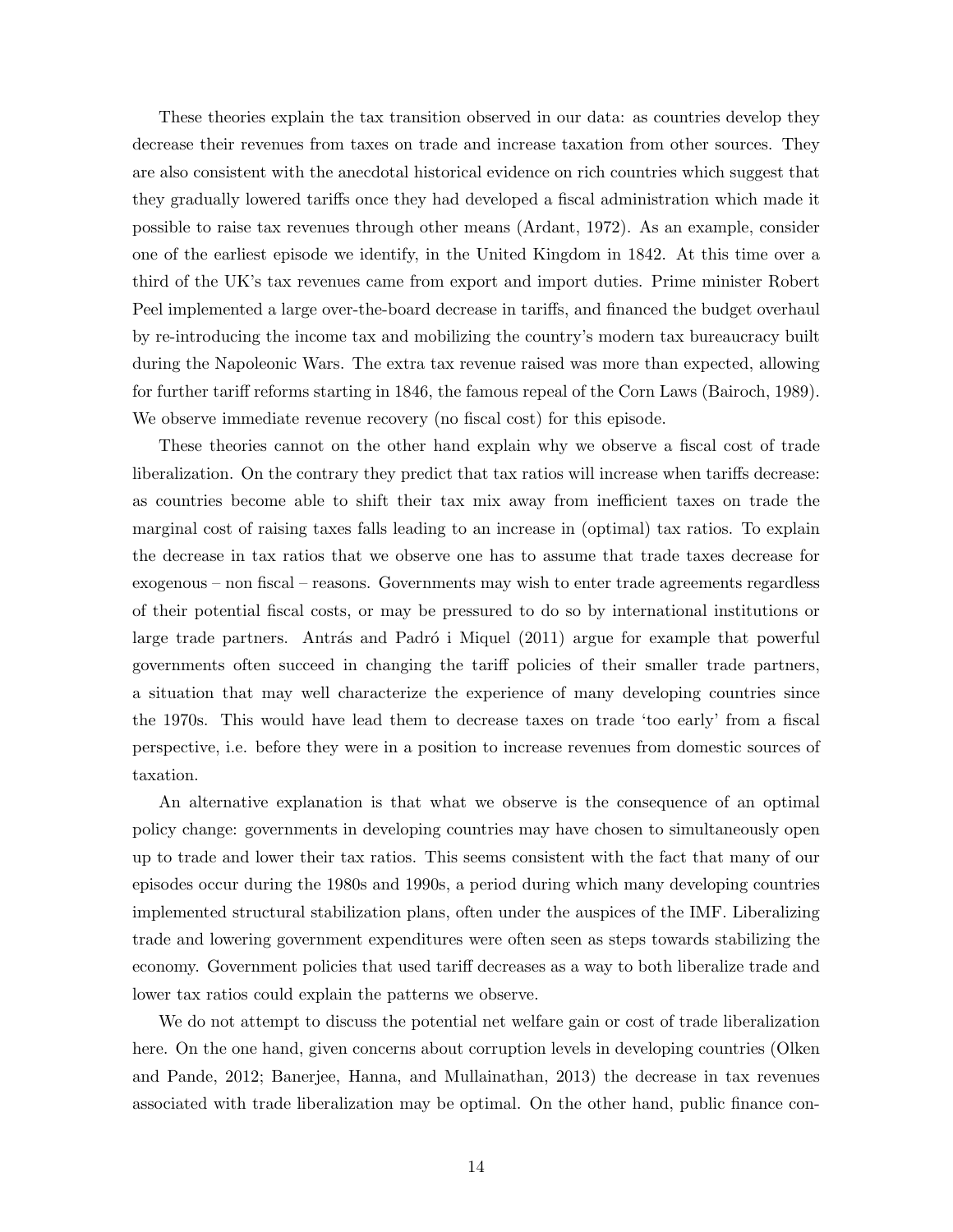These theories explain the tax transition observed in our data: as countries develop they decrease their revenues from taxes on trade and increase taxation from other sources. They are also consistent with the anecdotal historical evidence on rich countries which suggest that they gradually lowered tariffs once they had developed a fiscal administration which made it possible to raise tax revenues through other means (Ardant, 1972). As an example, consider one of the earliest episode we identify, in the United Kingdom in 1842. At this time over a third of the UK's tax revenues came from export and import duties. Prime minister Robert Peel implemented a large over-the-board decrease in tariffs, and financed the budget overhaul by re-introducing the income tax and mobilizing the country's modern tax bureaucracy built during the Napoleonic Wars. The extra tax revenue raised was more than expected, allowing for further tariff reforms starting in 1846, the famous repeal of the Corn Laws (Bairoch, 1989). We observe immediate revenue recovery (no fiscal cost) for this episode.

These theories cannot on the other hand explain why we observe a fiscal cost of trade liberalization. On the contrary they predict that tax ratios will increase when tariffs decrease: as countries become able to shift their tax mix away from inefficient taxes on trade the marginal cost of raising taxes falls leading to an increase in (optimal) tax ratios. To explain the decrease in tax ratios that we observe one has to assume that trade taxes decrease for exogenous – non fiscal – reasons. Governments may wish to enter trade agreements regardless of their potential fiscal costs, or may be pressured to do so by international institutions or large trade partners. Antrás and Padró i Miquel (2011) argue for example that powerful governments often succeed in changing the tariff policies of their smaller trade partners, a situation that may well characterize the experience of many developing countries since the 1970s. This would have lead them to decrease taxes on trade 'too early' from a fiscal perspective, i.e. before they were in a position to increase revenues from domestic sources of taxation.

An alternative explanation is that what we observe is the consequence of an optimal policy change: governments in developing countries may have chosen to simultaneously open up to trade and lower their tax ratios. This seems consistent with the fact that many of our episodes occur during the 1980s and 1990s, a period during which many developing countries implemented structural stabilization plans, often under the auspices of the IMF. Liberalizing trade and lowering government expenditures were often seen as steps towards stabilizing the economy. Government policies that used tariff decreases as a way to both liberalize trade and lower tax ratios could explain the patterns we observe.

We do not attempt to discuss the potential net welfare gain or cost of trade liberalization here. On the one hand, given concerns about corruption levels in developing countries (Olken and Pande, 2012; Banerjee, Hanna, and Mullainathan, 2013) the decrease in tax revenues associated with trade liberalization may be optimal. On the other hand, public finance con-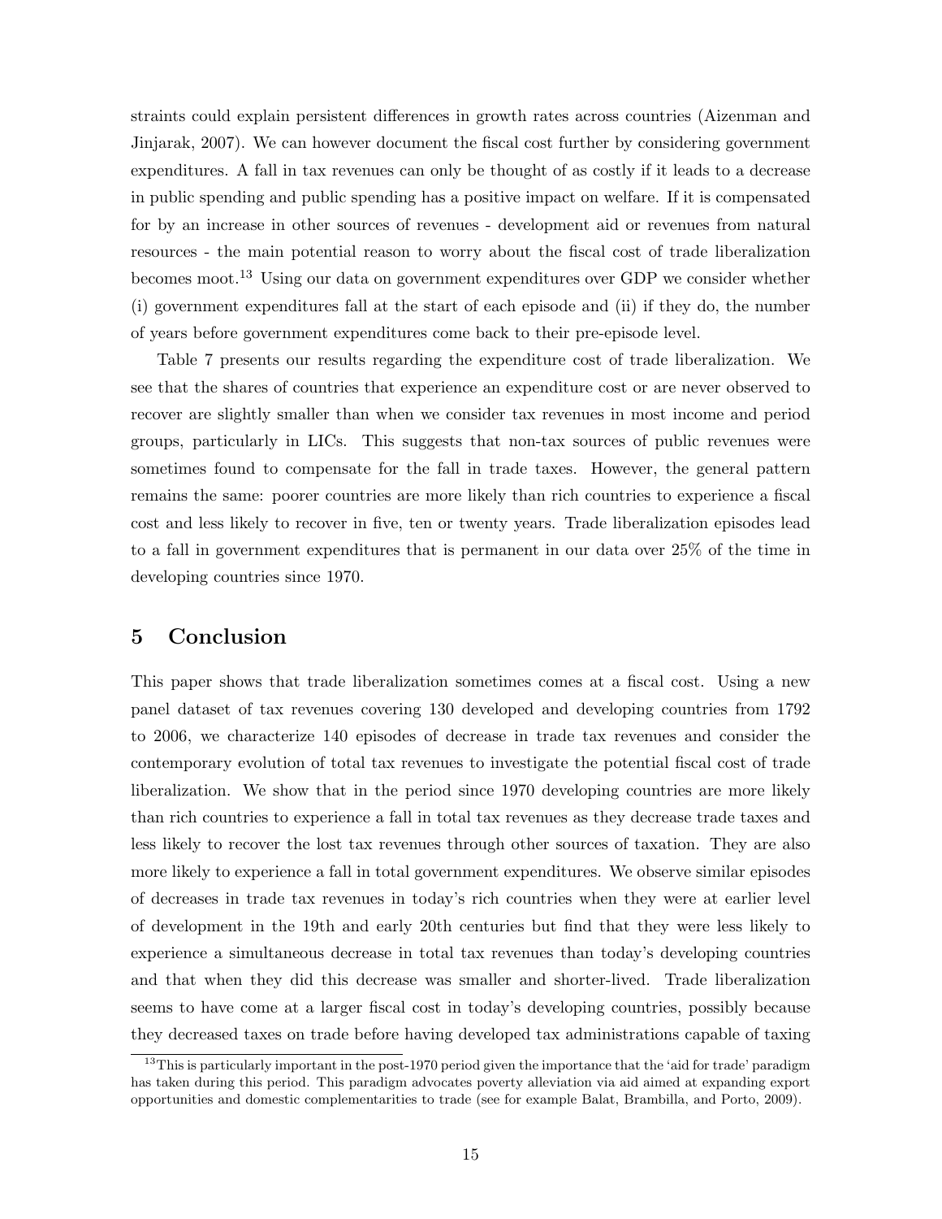straints could explain persistent differences in growth rates across countries (Aizenman and Jinjarak, 2007). We can however document the fiscal cost further by considering government expenditures. A fall in tax revenues can only be thought of as costly if it leads to a decrease in public spending and public spending has a positive impact on welfare. If it is compensated for by an increase in other sources of revenues - development aid or revenues from natural resources - the main potential reason to worry about the fiscal cost of trade liberalization becomes moot.[13] Using our data on government expenditures over GDP we consider whether (i) government expenditures fall at the start of each episode and (ii) if they do, the number of years before government expenditures come back to their pre-episode level.

Table 7 presents our results regarding the expenditure cost of trade liberalization. We see that the shares of countries that experience an expenditure cost or are never observed to recover are slightly smaller than when we consider tax revenues in most income and period groups, particularly in LICs. This suggests that non-tax sources of public revenues were sometimes found to compensate for the fall in trade taxes. However, the general pattern remains the same: poorer countries are more likely than rich countries to experience a fiscal cost and less likely to recover in five, ten or twenty years. Trade liberalization episodes lead to a fall in government expenditures that is permanent in our data over 25% of the time in developing countries since 1970.

## 5 Conclusion

This paper shows that trade liberalization sometimes comes at a fiscal cost. Using a new panel dataset of tax revenues covering 130 developed and developing countries from 1792 to 2006, we characterize 140 episodes of decrease in trade tax revenues and consider the contemporary evolution of total tax revenues to investigate the potential fiscal cost of trade liberalization. We show that in the period since 1970 developing countries are more likely than rich countries to experience a fall in total tax revenues as they decrease trade taxes and less likely to recover the lost tax revenues through other sources of taxation. They are also more likely to experience a fall in total government expenditures. We observe similar episodes of decreases in trade tax revenues in today's rich countries when they were at earlier level of development in the 19th and early 20th centuries but find that they were less likely to experience a simultaneous decrease in total tax revenues than today's developing countries and that when they did this decrease was smaller and shorter-lived. Trade liberalization seems to have come at a larger fiscal cost in today's developing countries, possibly because they decreased taxes on trade before having developed tax administrations capable of taxing

[13] This is particularly important in the post-1970 period given the importance that the 'aid for trade' paradigm has taken during this period. This paradigm advocates poverty alleviation via aid aimed at expanding export opportunities and domestic complementarities to trade (see for example Balat, Brambilla, and Porto, 2009).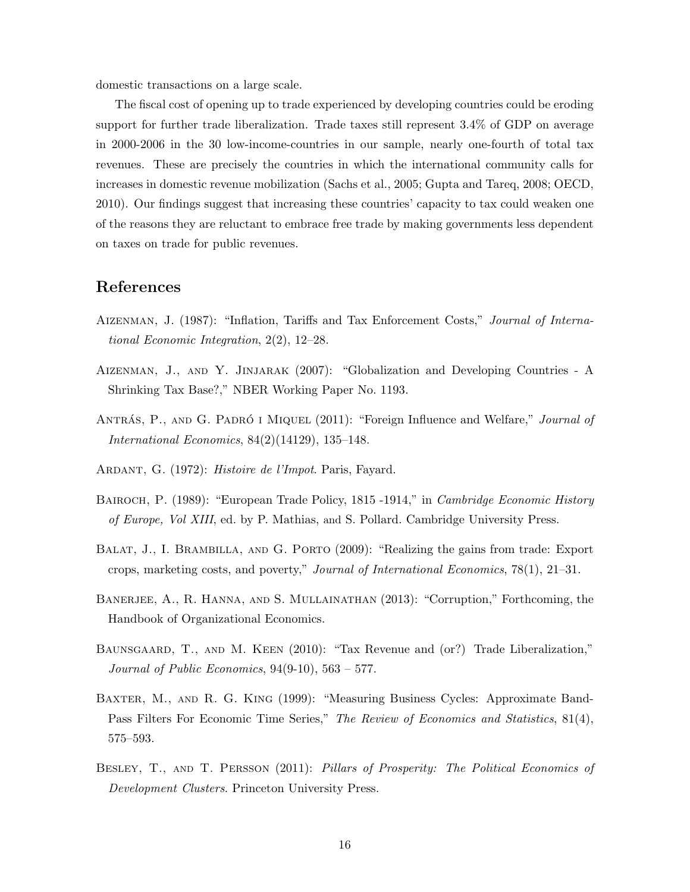domestic transactions on a large scale.

The fiscal cost of opening up to trade experienced by developing countries could be eroding support for further trade liberalization. Trade taxes still represent 3.4% of GDP on average in 2000-2006 in the 30 low-income-countries in our sample, nearly one-fourth of total tax revenues. These are precisely the countries in which the international community calls for increases in domestic revenue mobilization (Sachs et al., 2005; Gupta and Tareq, 2008; OECD, 2010). Our findings suggest that increasing these countries' capacity to tax could weaken one of the reasons they are reluctant to embrace free trade by making governments less dependent on taxes on trade for public revenues.

## References

Aizenman, J. (1987): "Inflation, Tariffs and Tax Enforcement Costs," *Journal of International Economic Integration*, 2(2), 12–28.

Aizenman, J., and Y. Jinjarak (2007): "Globalization and Developing Countries - A Shrinking Tax Base?," NBER Working Paper No. 1193.

Antrás, P., and G. Padró i Miquel (2011): "Foreign Influence and Welfare," *Journal of International Economics*, 84(2)(14129), 135–148.

Ardant, G. (1972): *Histoire de l'Impot*. Paris, Fayard.

Bairoch, P. (1989): "European Trade Policy, 1815 -1914," in *Cambridge Economic History of Europe, Vol XIII*, ed. by P. Mathias, and S. Pollard. Cambridge University Press.

Balat, J., I. Brambilla, and G. Porto (2009): "Realizing the gains from trade: Export crops, marketing costs, and poverty," *Journal of International Economics*, 78(1), 21–31.

Banerjee, A., R. Hanna, and S. Mullainathan (2013): "Corruption," Forthcoming, the Handbook of Organizational Economics.

Baunsgaard, T., and M. Keen (2010): "Tax Revenue and (or?) Trade Liberalization," *Journal of Public Economics*, 94(9-10), 563 – 577.

Baxter, M., and R. G. King (1999): "Measuring Business Cycles: Approximate Band-Pass Filters For Economic Time Series," *The Review of Economics and Statistics*, 81(4), 575–593.

Besley, T., and T. Persson (2011): *Pillars of Prosperity: The Political Economics of Development Clusters*. Princeton University Press.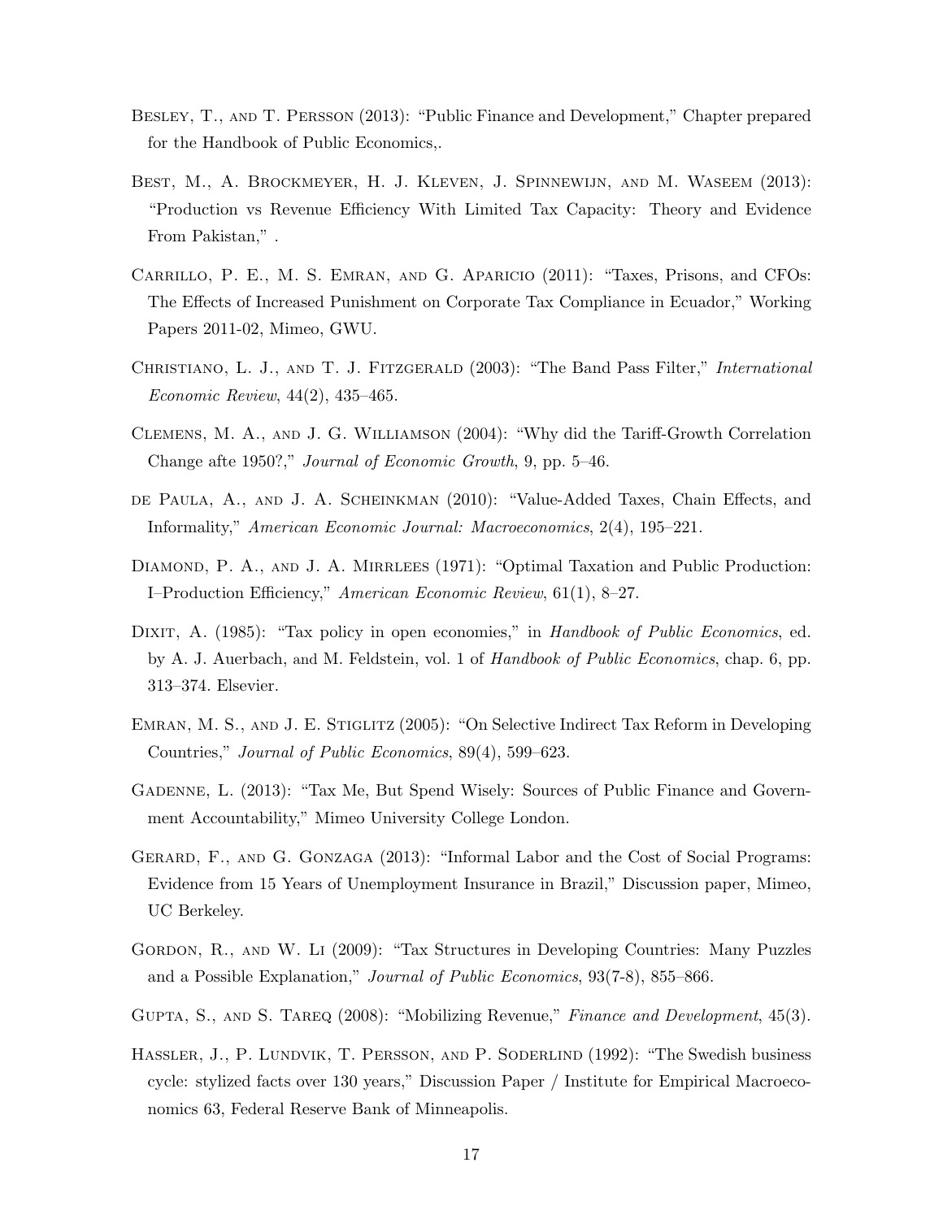Besley, T., and T. Persson (2013): "Public Finance and Development," Chapter prepared for the Handbook of Public Economics,.

Best, M., A. Brockmeyer, H. J. Kleven, J. Spinnewijn, and M. Waseem (2013): "Production vs Revenue Efficiency With Limited Tax Capacity: Theory and Evidence From Pakistan," .

Carrillo, P. E., M. S. Emran, and G. Aparicio (2011): "Taxes, Prisons, and CFOs: The Effects of Increased Punishment on Corporate Tax Compliance in Ecuador," Working Papers 2011-02, Mimeo, GWU.

Christiano, L. J., and T. J. Fitzgerald (2003): "The Band Pass Filter," *International Economic Review*, 44(2), 435–465.

Clemens, M. A., and J. G. Williamson (2004): "Why did the Tariff-Growth Correlation Change afte 1950?," *Journal of Economic Growth*, 9, pp. 5–46.

de Paula, A., and J. A. Scheinkman (2010): "Value-Added Taxes, Chain Effects, and Informality," *American Economic Journal: Macroeconomics*, 2(4), 195–221.

Diamond, P. A., and J. A. Mirrlees (1971): "Optimal Taxation and Public Production: I–Production Efficiency," *American Economic Review*, 61(1), 8–27.

Dixit, A. (1985): "Tax policy in open economies," in *Handbook of Public Economics*, ed. by A. J. Auerbach, and M. Feldstein, vol. 1 of *Handbook of Public Economics*, chap. 6, pp. 313–374. Elsevier.

Emran, M. S., and J. E. Stiglitz (2005): "On Selective Indirect Tax Reform in Developing Countries," *Journal of Public Economics*, 89(4), 599–623.

Gadenne, L. (2013): "Tax Me, But Spend Wisely: Sources of Public Finance and Government Accountability," Mimeo University College London.

Gerard, F., and G. Gonzaga (2013): "Informal Labor and the Cost of Social Programs: Evidence from 15 Years of Unemployment Insurance in Brazil," Discussion paper, Mimeo, UC Berkeley.

Gordon, R., and W. Li (2009): "Tax Structures in Developing Countries: Many Puzzles and a Possible Explanation," *Journal of Public Economics*, 93(7-8), 855–866.

Gupta, S., and S. Tareq (2008): "Mobilizing Revenue," *Finance and Development*, 45(3).

Hassler, J., P. Lundvik, T. Persson, and P. Soderlind (1992): "The Swedish business cycle: stylized facts over 130 years," Discussion Paper / Institute for Empirical Macroeconomics 63, Federal Reserve Bank of Minneapolis.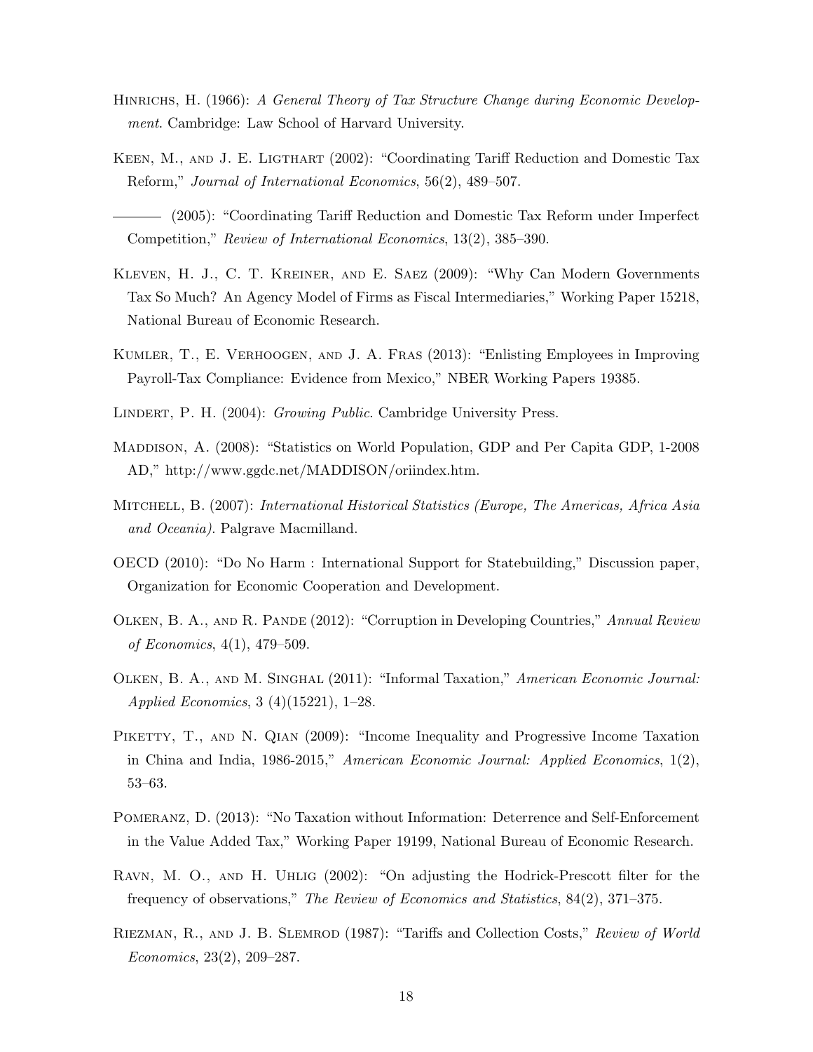Hinrichs, H. (1966): *A General Theory of Tax Structure Change during Economic Development*. Cambridge: Law School of Harvard University.

Keen, M., and J. E. Ligthart (2002): "Coordinating Tariff Reduction and Domestic Tax Reform," *Journal of International Economics*, 56(2), 489–507.

——— (2005): "Coordinating Tariff Reduction and Domestic Tax Reform under Imperfect Competition," *Review of International Economics*, 13(2), 385–390.

Kleven, H. J., C. T. Kreiner, and E. Saez (2009): "Why Can Modern Governments Tax So Much? An Agency Model of Firms as Fiscal Intermediaries," Working Paper 15218, National Bureau of Economic Research.

Kumler, T., E. Verhoogen, and J. A. Fras (2013): "Enlisting Employees in Improving Payroll-Tax Compliance: Evidence from Mexico," NBER Working Papers 19385.

Lindert, P. H. (2004): *Growing Public*. Cambridge University Press.

Maddison, A. (2008): "Statistics on World Population, GDP and Per Capita GDP, 1-2008 AD," http://www.ggdc.net/MADDISON/oriindex.htm.

Mitchell, B. (2007): *International Historical Statistics (Europe, The Americas, Africa Asia and Oceania)*. Palgrave Macmilland.

OECD (2010): "Do No Harm : International Support for Statebuilding," Discussion paper, Organization for Economic Cooperation and Development.

Olken, B. A., and R. Pande (2012): "Corruption in Developing Countries," *Annual Review of Economics*, 4(1), 479–509.

Olken, B. A., and M. Singhal (2011): "Informal Taxation," *American Economic Journal: Applied Economics*, 3 (4)(15221), 1–28.

Piketty, T., and N. Qian (2009): "Income Inequality and Progressive Income Taxation in China and India, 1986-2015," *American Economic Journal: Applied Economics*, 1(2), 53–63.

Pomeranz, D. (2013): "No Taxation without Information: Deterrence and Self-Enforcement in the Value Added Tax," Working Paper 19199, National Bureau of Economic Research.

Ravn, M. O., and H. Uhlig (2002): "On adjusting the Hodrick-Prescott filter for the frequency of observations," *The Review of Economics and Statistics*, 84(2), 371–375.

Riezman, R., and J. B. Slemrod (1987): "Tariffs and Collection Costs," *Review of World Economics*, 23(2), 209–287.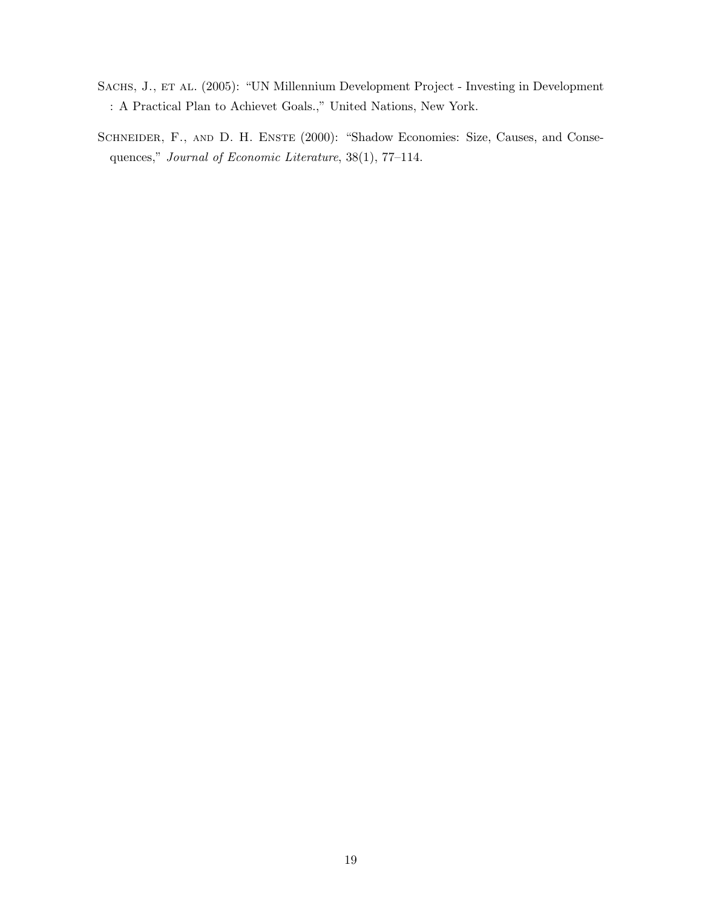Sachs, J., et al. (2005): "UN Millennium Development Project - Investing in Development : A Practical Plan to Achievet Goals.," United Nations, New York.

Schneider, F., and D. H. Enste (2000): "Shadow Economies: Size, Causes, and Consequences," *Journal of Economic Literature*, 38(1), 77–114.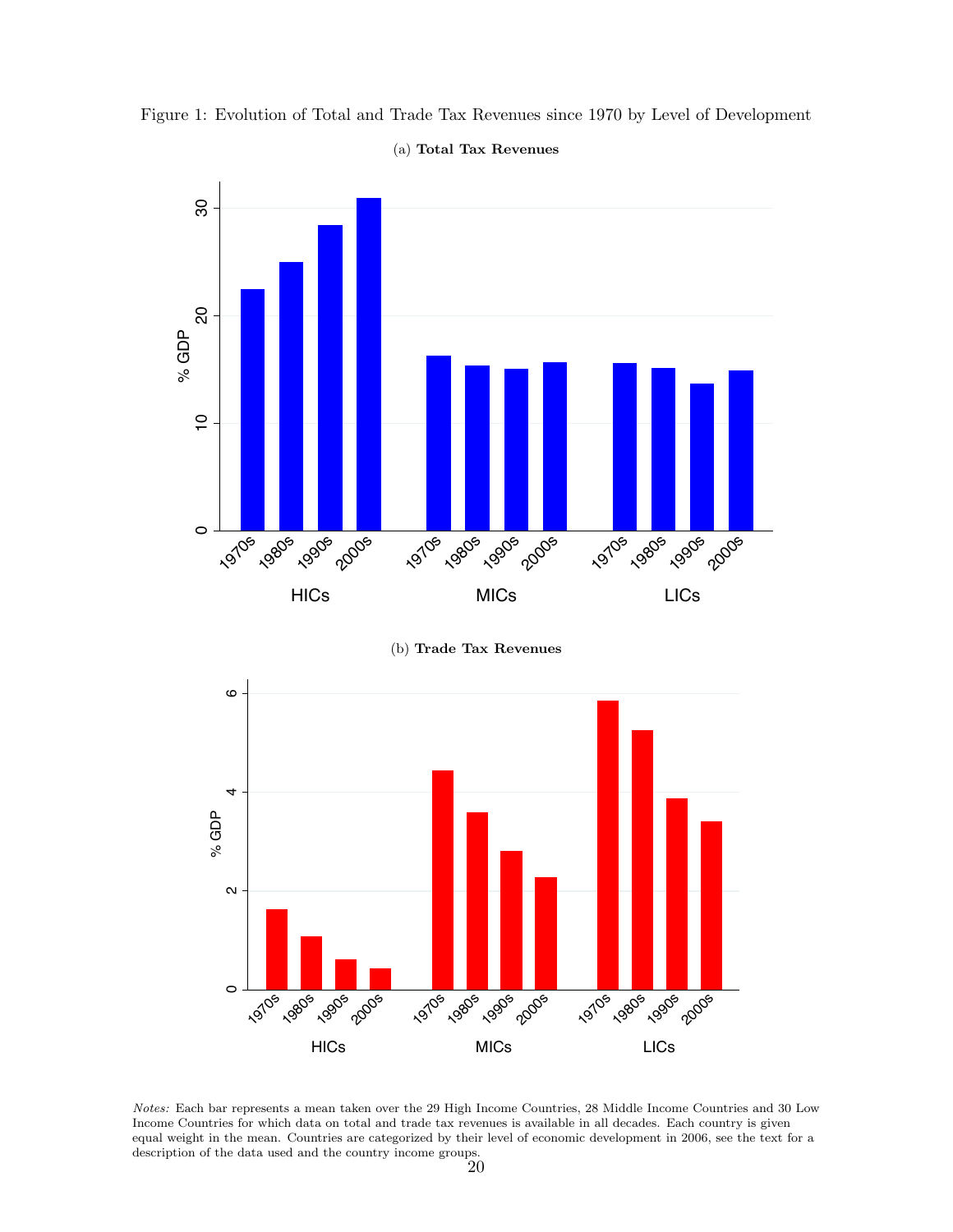Figure 1: Evolution of Total and Trade Tax Revenues since 1970 by Level of Development

(a) **Total Tax Revenues**

(b) **Trade Tax Revenues**

*Notes:* Each bar represents a mean taken over the 29 High Income Countries, 28 Middle Income Countries and 30 Low Income Countries for which data on total and trade tax revenues is available in all decades. Each country is given equal weight in the mean. Countries are categorized by their level of economic development in 2006, see the text for a description of the data used and the country income groups.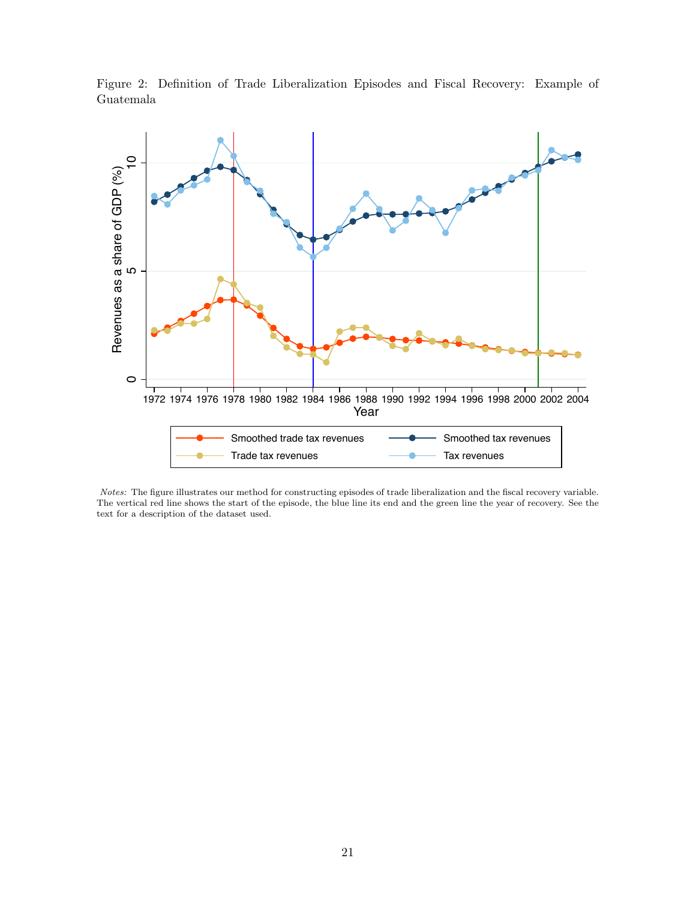Figure 2: Definition of Trade Liberalization Episodes and Fiscal Recovery: Example of Guatemala

*Notes:* The figure illustrates our method for constructing episodes of trade liberalization and the fiscal recovery variable. The vertical red line shows the start of the episode, the blue line its end and the green line the year of recovery. See the text for a description of the dataset used.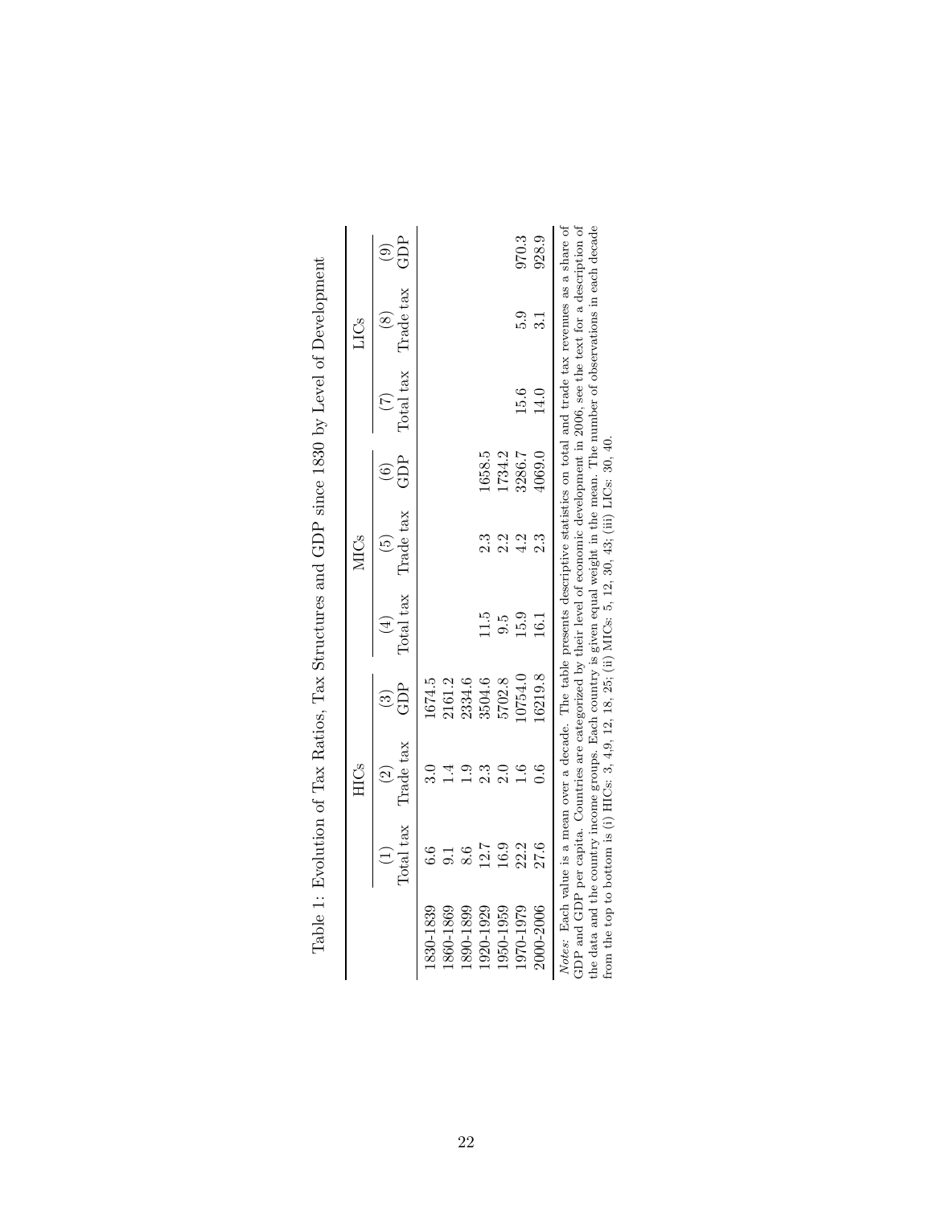Table 1: Evolution of Tax Ratios, Tax Structures and GDP since 1830 by Level of Development

| | HICs | | | MICs | | | LICs | | |
|---|---|---|---|---|---|---|---|---|---|
| | (1) Total tax | (2) Trade tax | (3) GDP | (4) Total tax | (5) Trade tax | (6) GDP | (7) Total tax | (8) Trade tax | (9) GDP |
| 1830-1839 | 6.6 | 3.0 | 1674.5 | | | | | | |
| 1860-1869 | 9.1 | 1.4 | 2161.2 | | | | | | |
| 1890-1899 | 8.6 | 1.9 | 2334.6 | | | | | | |
| 1920-1929 | 12.7 | 2.3 | 3504.6 | 11.5 | 2.3 | 1658.5 | | | |
| 1950-1959 | 16.9 | 2.0 | 5702.8 | 9.5 | 2.2 | 1734.2 | | | |
| 1970-1979 | 22.2 | 1.6 | 10754.0 | 15.9 | 4.2 | 3286.7 | 15.6 | 5.9 | 970.3 |
| 2000-2006 | 27.6 | 0.6 | 16219.8 | 16.1 | 2.3 | 4069.0 | 14.0 | 3.1 | 928.9 |

*Notes*: Each value is a mean over a decade. The table presents descriptive statistics on total and trade tax revenues as a share of GDP and GDP per capita. Countries are categorized by their level of economic development in 2006, see the text for a description of the data and the country income groups. Each country is given equal weight in the mean. The number of observations in each decade from the top to bottom is (i) HICs: 3, 4,9, 12, 18, 25; (ii) MICs: 5, 12, 30, 43; (iii) LICs: 30, 40.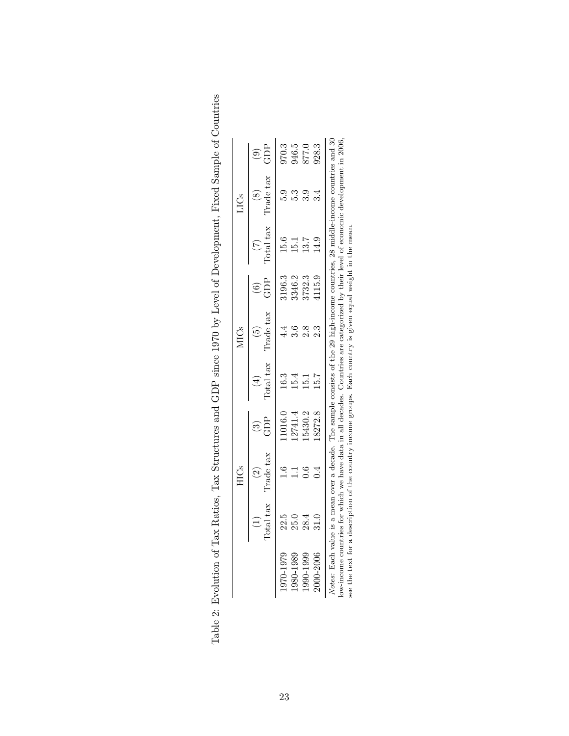Table 2: Evolution of Tax Ratios, Tax Structures and GDP since 1970 by Level of Development, Fixed Sample of Countries

| | HICs | | | MICs | | | LICs | | |
|---|---|---|---|---|---|---|---|---|---|
| | (1) Total tax | (2) Trade tax | (3) GDP | (4) Total tax | (5) Trade tax | (6) GDP | (7) Total tax | (8) Trade tax | (9) GDP |
| 1970-1979 | 22.5 | 1.6 | 11016.0 | 16.3 | 4.4 | 3196.3 | 15.6 | 5.9 | 970.3 |
| 1980-1989 | 25.0 | 1.1 | 12741.4 | 15.4 | 3.6 | 3346.2 | 15.1 | 5.3 | 946.5 |
| 1990-1999 | 28.4 | 0.6 | 15430.2 | 15.1 | 2.8 | 3732.3 | 13.7 | 3.9 | 877.0 |
| 2000-2006 | 31.0 | 0.4 | 18272.8 | 15.7 | 2.3 | 4115.9 | 14.9 | 3.4 | 928.3 |

*Notes:* Each value is a mean over a decade. The sample consists of the 29 high-income countries, 28 middle-income countries and 30 low-income countries for which we have data in all decades. Countries are categorized by their level of economic development in 2006, see the text for a description of the country income groups. Each country is given equal weight in the mean.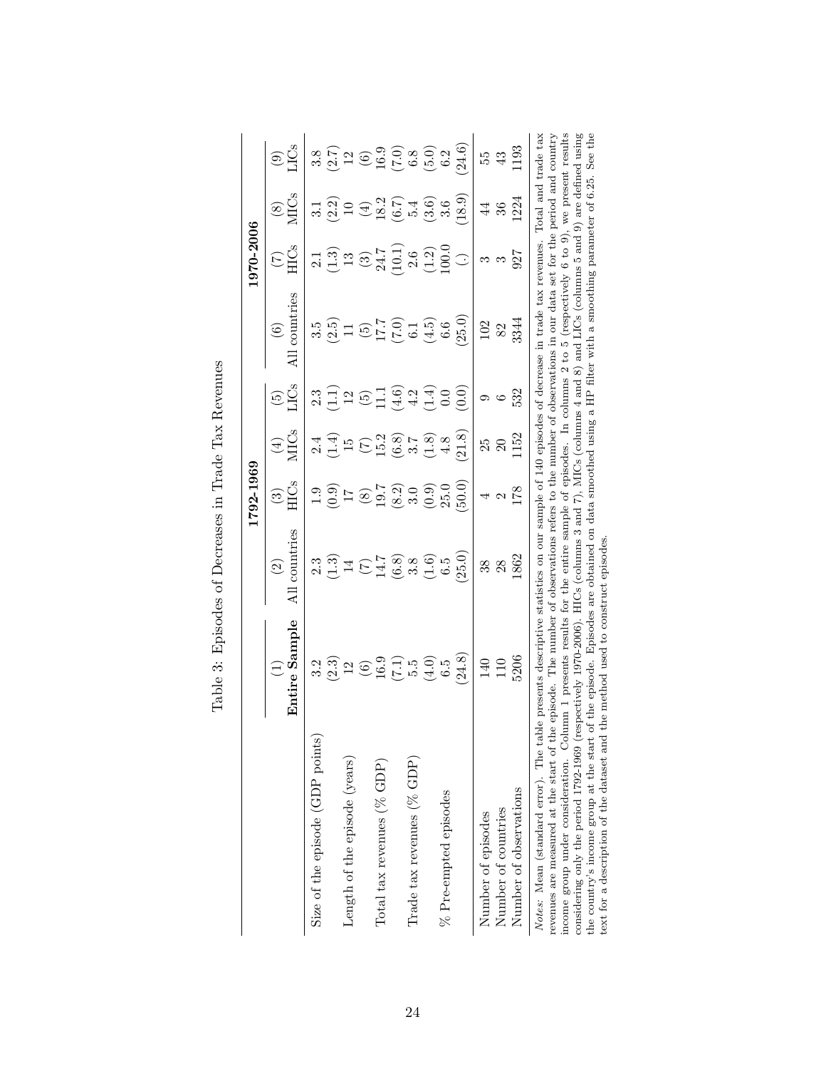Table 3: Episodes of Decreases in Trade Tax Revenues

| | (1) | (2) | (3) | (4) | (5) | (6) | (7) | (8) | (9) |
|---|---|---|---|---|---|---|---|---|---|
| | | 1792-1969 | | | | 1970-2006 | | | |
| | **Entire Sample** | All countries | HICs | MICs | LICs | All countries | HICs | MICs | LICs |
| Size of the episode (GDP points) | 3.2 | 2.3 | 1.9 | 2.4 | 2.3 | 3.5 | 2.1 | 3.1 | 3.8 |
| | (2.3) | (1.3) | (0.9) | (1.4) | (1.1) | (2.5) | (1.3) | (2.2) | (2.7) |
| Length of the episode (years) | 12 | 14 | 17 | 15 | 12 | 11 | 13 | 10 | 12 |
| | (6) | (7) | (8) | (7) | (5) | (5) | (3) | (4) | (6) |
| Total tax revenues (% GDP) | 16.9 | 14.7 | 19.7 | 15.2 | 11.1 | 17.7 | 24.7 | 18.2 | 16.9 |
| | (7.1) | (6.8) | (8.2) | (6.8) | (4.6) | (7.0) | (10.1) | (6.7) | (7.0) |
| Trade tax revenues (% GDP) | 5.5 | 3.8 | 3.0 | 3.7 | 4.2 | 6.1 | 2.6 | 5.4 | 6.8 |
| | (4.0) | (1.6) | (0.9) | (1.8) | (1.4) | (4.5) | (1.2) | (3.6) | (5.0) |
| % Pre-empted episodes | 6.5 | 6.5 | 25.0 | 4.8 | 0.0 | 6.6 | 100.0 | 3.6 | 6.2 |
| | (24.8) | (25.0) | (50.0) | (21.8) | (0.0) | (25.0) | (.) | (18.9) | (24.6) |
| Number of episodes | 140 | 38 | 4 | 25 | 9 | 102 | 3 | 44 | 55 |
| Number of countries | 110 | 28 | 2 | 20 | 6 | 82 | 3 | 36 | 43 |
| Number of observations | 5206 | 1862 | 178 | 1152 | 532 | 3344 | 927 | 1224 | 1193 |

*Notes:* Mean (standard error). The table presents descriptive statistics on our sample of 140 episodes of decrease in trade tax revenues. Total and trade tax revenues are measured at the start of the episode. The number of observations refers to the number of observations in our data set for the period and country income group under consideration. Column 1 presents results for the entire sample of episodes. In columns 2 to 5 (respectively 6 to 9), we present results considering only the period 1792-1969 (respectively 1970-2006). HICs (columns 3 and 7), MICs (columns 4 and 8) and LICs (columns 5 and 9) are defined using the country's income group at the start of the episode. Episodes are obtained on data smoothed using a HP filter with a smoothing parameter of 6.25. See the text for a description of the dataset and the method used to construct episodes.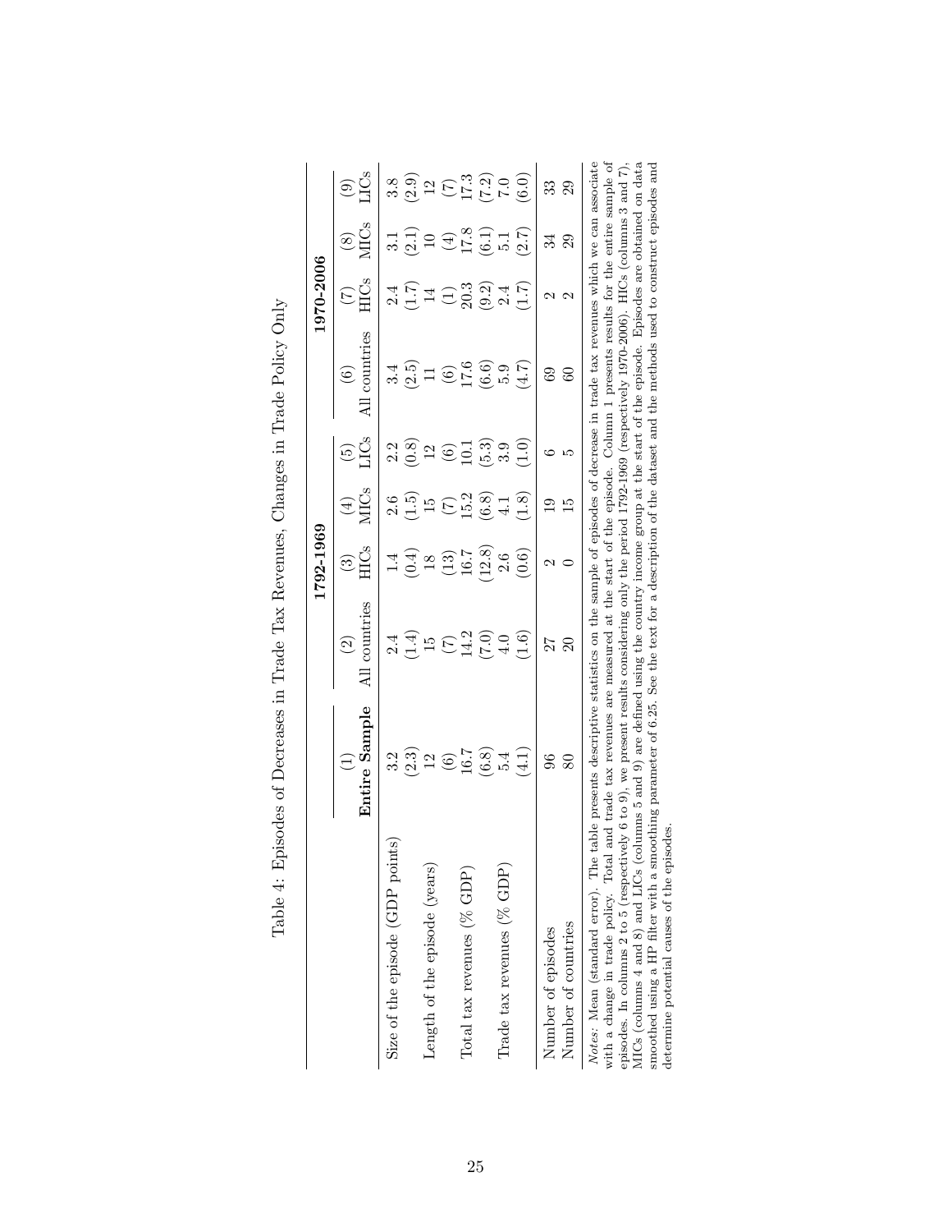# Table 4: Episodes of Decreases in Trade Tax Revenues, Changes in Trade Policy Only

| | | 1792-1969 | | | | 1970-2006 | | | |
|---|---|---|---|---|---|---|---|---|---|
| | (1) | (2) | (3) | (4) | (5) | (6) | (7) | (8) | (9) |
| | **Entire Sample** | All countries | HICs | MICs | LICs | All countries | HICs | MICs | LICs |
| Size of the episode (GDP points) | 3.2 | 2.4 | 1.4 | 2.6 | 2.2 | 3.4 | 2.4 | 3.1 | 3.8 |
| | (2.3) | (1.4) | (0.4) | (1.5) | (0.8) | (2.5) | (1.7) | (2.1) | (2.9) |
| Length of the episode (years) | 12 | 15 | 18 | 15 | 12 | 11 | 14 | 10 | 12 |
| | (6) | (7) | (13) | (7) | (6) | (6) | (1) | (4) | (7) |
| Total tax revenues (% GDP) | 16.7 | 14.2 | 16.7 | 15.2 | 10.1 | 17.6 | 20.3 | 17.8 | 17.3 |
| | (6.8) | (7.0) | (12.8) | (6.8) | (5.3) | (6.6) | (9.2) | (6.1) | (7.2) |
| Trade tax revenues (% GDP) | 5.4 | 4.0 | 2.6 | 4.1 | 3.9 | 5.9 | 2.4 | 5.1 | 7.0 |
| | (4.1) | (1.6) | (0.6) | (1.8) | (1.0) | (4.7) | (1.7) | (2.7) | (6.0) |
| Number of episodes | 96 | 27 | 2 | 19 | 6 | 69 | 2 | 34 | 33 |
| Number of countries | 80 | 20 | 0 | 15 | 5 | 60 | 2 | 29 | 29 |

*Notes:* Mean (standard error). The table presents descriptive statistics on the sample of episodes of decrease in trade tax revenues which we can associate with a change in trade policy. Total and trade tax revenues are measured at the start of the episode. Column 1 presents results for the entire sample of episodes. In columns 2 to 5 (respectively 6 to 9), we present results considering only the period 1792-1969 (respectively 1970-2006). HICs (columns 3 and 7), MICs (columns 4 and 8) and LICs (columns 5 and 9) are defined using the country income group at the start of the episode. Episodes are obtained on data smoothed using a HP filter with a smoothing parameter of 6.25. See the text for a description of the dataset and the methods used to construct episodes and determine potential causes of the episodes.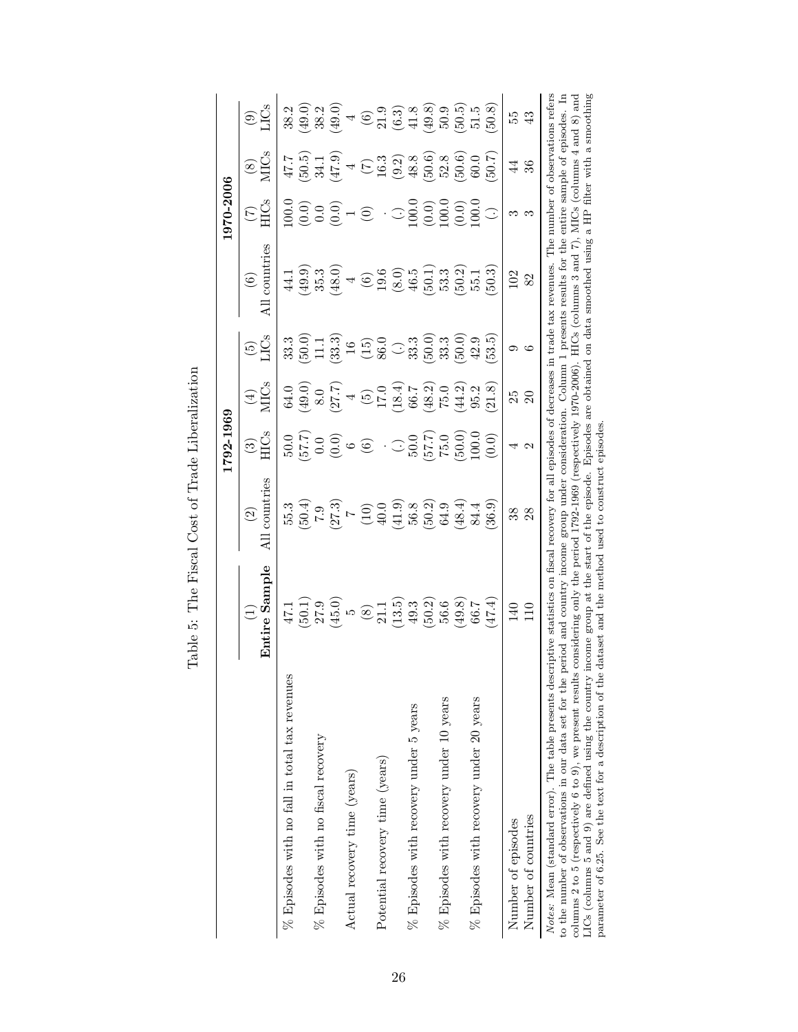Table 5: The Fiscal Cost of Trade Liberalization

| | (1) | (2) | (3) | (4) | (5) | (6) | (7) | (8) | (9) |
|---|---|---|---|---|---|---|---|---|---|
| | | 1792-1969 | | | | 1970-2006 | | | |
| | **Entire Sample** | All countries | HICs | MICs | LICs | All countries | HICs | MICs | LICs |
| % Episodes with no fall in total tax revenues | 47.1 | 55.3 | 50.0 | 64.0 | 33.3 | 44.1 | 100.0 | 47.7 | 38.2 |
| | (50.1) | (50.4) | (57.7) | (49.0) | (50.0) | (49.9) | (0.0) | (50.5) | (49.0) |
| % Episodes with no fiscal recovery | 27.9 | 7.9 | 0.0 | 8.0 | 11.1 | 35.3 | 0.0 | 34.1 | 38.2 |
| | (45.0) | (27.3) | (0.0) | (27.7) | (33.3) | (48.0) | (0.0) | (47.9) | (49.0) |
| Actual recovery time (years) | 5 | 7 | 6 | 4 | 16 | 4 | 1 | 4 | 4 |
| | (8) | (10) | (6) | (5) | (15) | (6) | (0) | (7) | (6) |
| Potential recovery time (years) | 21.1 | 40.0 | . | 17.0 | 86.0 | 19.6 | . | 16.3 | 21.9 |
| | (13.5) | (41.9) | (.) | (18.4) | (.) | (8.0) | (.) | (9.2) | (6.3) |
| % Episodes with recovery under 5 years | 49.3 | 56.8 | 50.0 | 66.7 | 33.3 | 46.5 | 100.0 | 48.8 | 41.8 |
| | (50.2) | (50.2) | (57.7) | (48.2) | (50.0) | (50.1) | (0.0) | (50.6) | (49.8) |
| % Episodes with recovery under 10 years | 56.6 | 64.9 | 75.0 | 75.0 | 33.3 | 53.3 | 100.0 | 52.8 | 50.9 |
| | (49.8) | (48.4) | (50.0) | (44.2) | (50.0) | (50.2) | (0.0) | (50.6) | (50.5) |
| % Episodes with recovery under 20 years | 66.7 | 84.4 | 100.0 | 95.2 | 42.9 | 55.1 | 100.0 | 60.0 | 51.5 |
| | (47.4) | (36.9) | (0.0) | (21.8) | (53.5) | (50.3) | (.) | (50.7) | (50.8) |
| Number of episodes | 140 | 38 | 4 | 25 | 9 | 102 | 3 | 44 | 55 |
| Number of countries | 110 | 28 | 2 | 20 | 6 | 82 | 3 | 36 | 43 |

*Notes*: Mean (standard error). The table presents descriptive statistics on fiscal recovery for all episodes of decreases in trade tax revenues. The number of observations refers to the number of observations in our data set for the period and country income group under consideration. Column 1 presents results for the entire sample of episodes. In columns 2 to 5 (respectively 6 to 9), we present results considering only the period 1792-1969 (respectively 1970-2006). HICs (columns 3 and 7), MICs (columns 4 and 8) and LICs (columns 5 and 9) are defined using the country income group at the start of the episode. Episodes are obtained on data smoothed using a HP filter with a smoothing parameter of 6.25. See the text for a description of the dataset and the method used to construct episodes.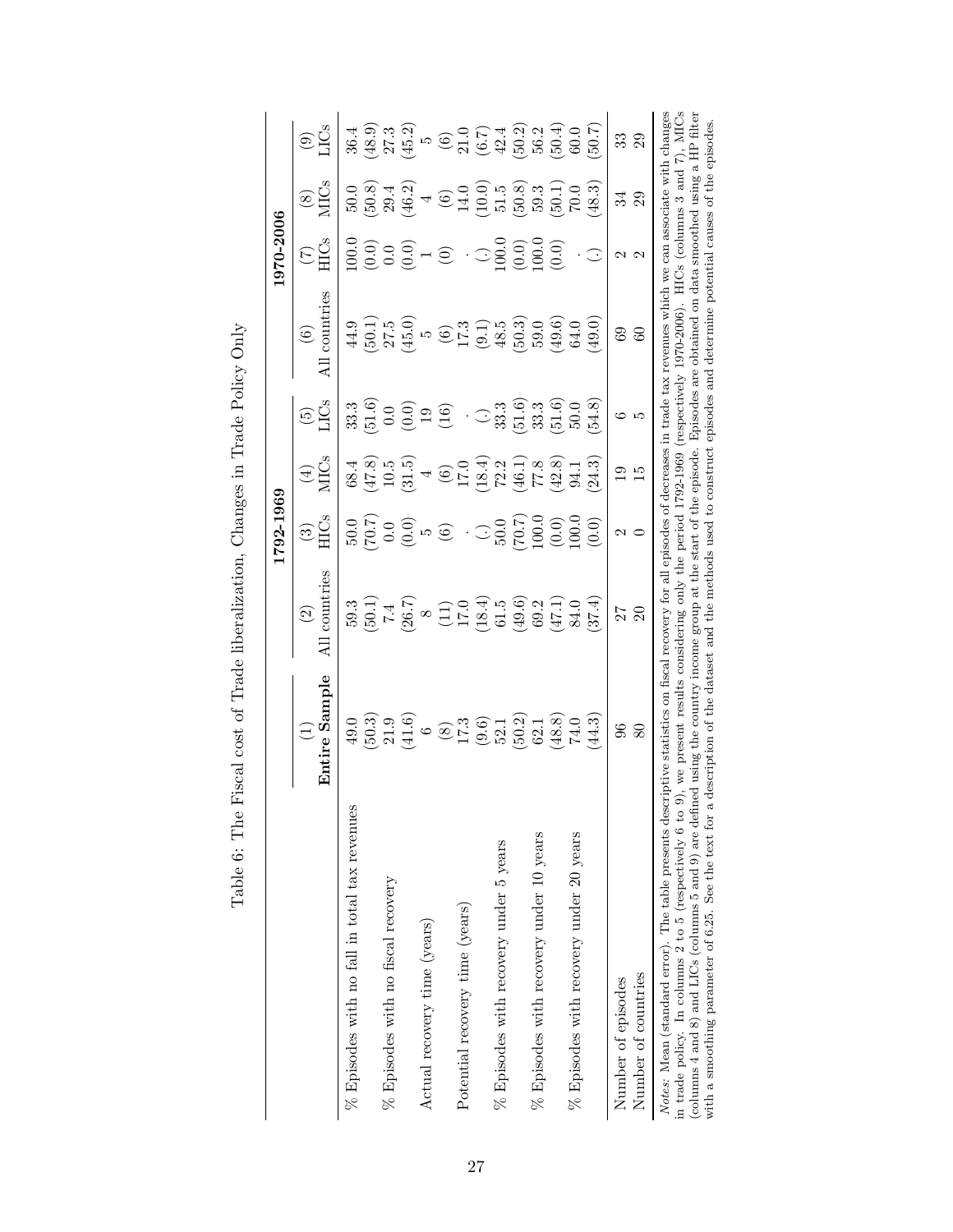Table 6: The Fiscal cost of Trade liberalization, Changes in Trade Policy Only

| | | 1792-1969 | | | | 1970-2006 | | | |
|---|---|---|---|---|---|---|---|---|---|
| | (1) Entire Sample | (2) All countries | (3) HICs | (4) MICs | (5) LICs | (6) All countries | (7) HICs | (8) MICs | (9) LICs |
| % Episodes with no fall in total tax revenues | 49.0 | 59.3 | 50.0 | 68.4 | 33.3 | 44.9 | 100.0 | 50.0 | 36.4 |
| | (50.3) | (50.1) | (70.7) | (47.8) | (51.6) | (50.1) | (0.0) | (50.8) | (48.9) |
| % Episodes with no fiscal recovery | 21.9 | 7.4 | 0.0 | 10.5 | 0.0 | 27.5 | 0.0 | 29.4 | 27.3 |
| | (41.6) | (26.7) | (0.0) | (31.5) | (0.0) | (45.0) | (0.0) | (46.2) | (45.2) |
| Actual recovery time (years) | 6 | 8 | 5 | 4 | 19 | 5 | 1 | 4 | 5 |
| | (8) | (11) | (6) | (6) | (16) | (6) | (0) | (6) | (6) |
| Potential recovery time (years) | 17.3 | 17.0 | . | 17.0 | . | 17.3 | . | 14.0 | 21.0 |
| | (9.6) | (18.4) | (.) | (18.4) | (.) | (9.1) | (.) | (10.0) | (6.7) |
| % Episodes with recovery under 5 years | 52.1 | 61.5 | 50.0 | 72.2 | 33.3 | 48.5 | 100.0 | 51.5 | 42.4 |
| | (50.2) | (49.6) | (70.7) | (46.1) | (51.6) | (50.3) | (0.0) | (50.8) | (50.2) |
| % Episodes with recovery under 10 years | 62.1 | 69.2 | 100.0 | 77.8 | 33.3 | 59.0 | 100.0 | 59.3 | 56.2 |
| | (48.8) | (47.1) | (0.0) | (42.8) | (51.6) | (49.6) | (0.0) | (50.1) | (50.4) |
| % Episodes with recovery under 20 years | 74.0 | 84.0 | 100.0 | 94.1 | 50.0 | 64.0 | . | 70.0 | 60.0 |
| | (44.3) | (37.4) | (0.0) | (24.3) | (54.8) | (49.0) | (.) | (48.3) | (50.7) |
| Number of episodes | 96 | 27 | 2 | 19 | 6 | 69 | 2 | 34 | 33 |
| Number of countries | 80 | 20 | 0 | 15 | 5 | 60 | 2 | 29 | 29 |

*Notes*: Mean (standard error). The table presents descriptive statistics on fiscal recovery for all episodes of decreases in trade tax revenues which we can associate with changes in trade policy. In columns 2 to 5 (respectively 6 to 9), we present results considering only the period 1792-1969 (respectively 1970-2006). HICs (columns 3 and 7), MICs (columns 4 and 8) and LICs (columns 5 and 9) are defined using the country income group at the start of the episode. Episodes are obtained on data smoothed using a HP filter with a smoothing parameter of 6.25. See the text for a description of the dataset and the methods used to construct episodes and determine potential causes of the episodes.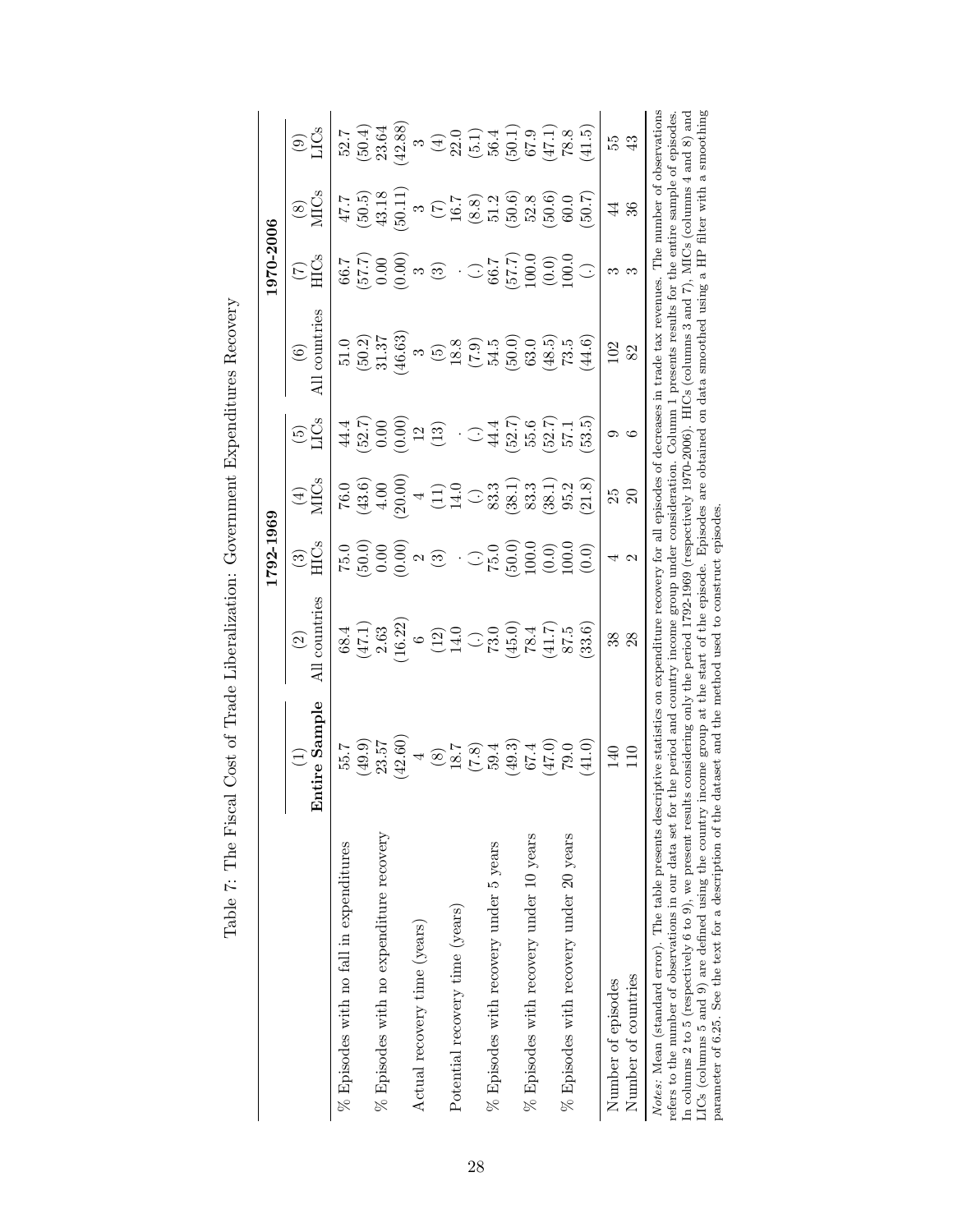Table 7: The Fiscal Cost of Trade Liberalization: Government Expenditures Recovery

| | (1) | (2) | (3) | (4) | (5) | (6) | (7) | (8) | (9) |
|---|---|---|---|---|---|---|---|---|---|
| | | 1792-1969 | | | | 1970-2006 | | | |
| | **Entire Sample** | All countries | HICs | MICs | LICs | All countries | HICs | MICs | LICs |
| % Episodes with no fall in expenditures | 55.7 | 68.4 | 75.0 | 76.0 | 44.4 | 51.0 | 66.7 | 47.7 | 52.7 |
| | (49.9) | (47.1) | (50.0) | (43.6) | (52.7) | (50.2) | (57.7) | (50.5) | (50.4) |
| % Episodes with no expenditure recovery | 23.57 | 2.63 | 0.00 | 4.00 | 0.00 | 31.37 | 0.00 | 43.18 | 23.64 |
| | (42.60) | (16.22) | (0.00) | (20.00) | (0.00) | (46.63) | (0.00) | (50.11) | (42.88) |
| Actual recovery time (years) | 4 | 6 | 2 | 4 | 12 | 3 | 3 | 3 | 3 |
| | (8) | (12) | (3) | (11) | (13) | (5) | (3) | (7) | (4) |
| Potential recovery time (years) | 18.7 | 14.0 | . | 14.0 | . | 18.8 | . | 16.7 | 22.0 |
| | (7.8) | (.) | (.) | (.) | (.) | (7.9) | (.) | (8.8) | (5.1) |
| % Episodes with recovery under 5 years | 59.4 | 73.0 | 75.0 | 83.3 | 44.4 | 54.5 | 66.7 | 51.2 | 56.4 |
| | (49.3) | (45.0) | (50.0) | (38.1) | (52.7) | (50.0) | (57.7) | (50.6) | (50.1) |
| % Episodes with recovery under 10 years | 67.4 | 78.4 | 100.0 | 83.3 | 55.6 | 63.0 | 100.0 | 52.8 | 67.9 |
| | (47.0) | (41.7) | (0.0) | (38.1) | (52.7) | (48.5) | (0.0) | (50.6) | (47.1) |
| % Episodes with recovery under 20 years | 79.0 | 87.5 | 100.0 | 95.2 | 57.1 | 73.5 | 100.0 | 60.0 | 78.8 |
| | (41.0) | (33.6) | (0.0) | (21.8) | (53.5) | (44.6) | (.) | (50.7) | (41.5) |
| Number of episodes | 140 | 38 | 4 | 25 | 9 | 102 | 3 | 44 | 55 |
| Number of countries | 110 | 28 | 2 | 20 | 6 | 82 | 3 | 36 | 43 |

*Notes:* Mean (standard error). The table presents descriptive statistics on expenditure recovery for all episodes of decreases in trade tax revenues. The number of observations refers to the number of observations in our data set for the period and country income group under consideration. Column 1 presents results for the entire sample of episodes. In columns 2 to 5 (respectively 6 to 9), we present results considering only the period 1792-1969 (respectively 1970-2006). HICs (columns 3 and 7), MICs (columns 4 and 8) and LICs (columns 5 and 9) are defined using the country income group at the start of the episode. Episodes are obtained on data smoothed using a HP filter with a smoothing parameter of 6.25. See the text for a description of the dataset and the method used to construct episodes.